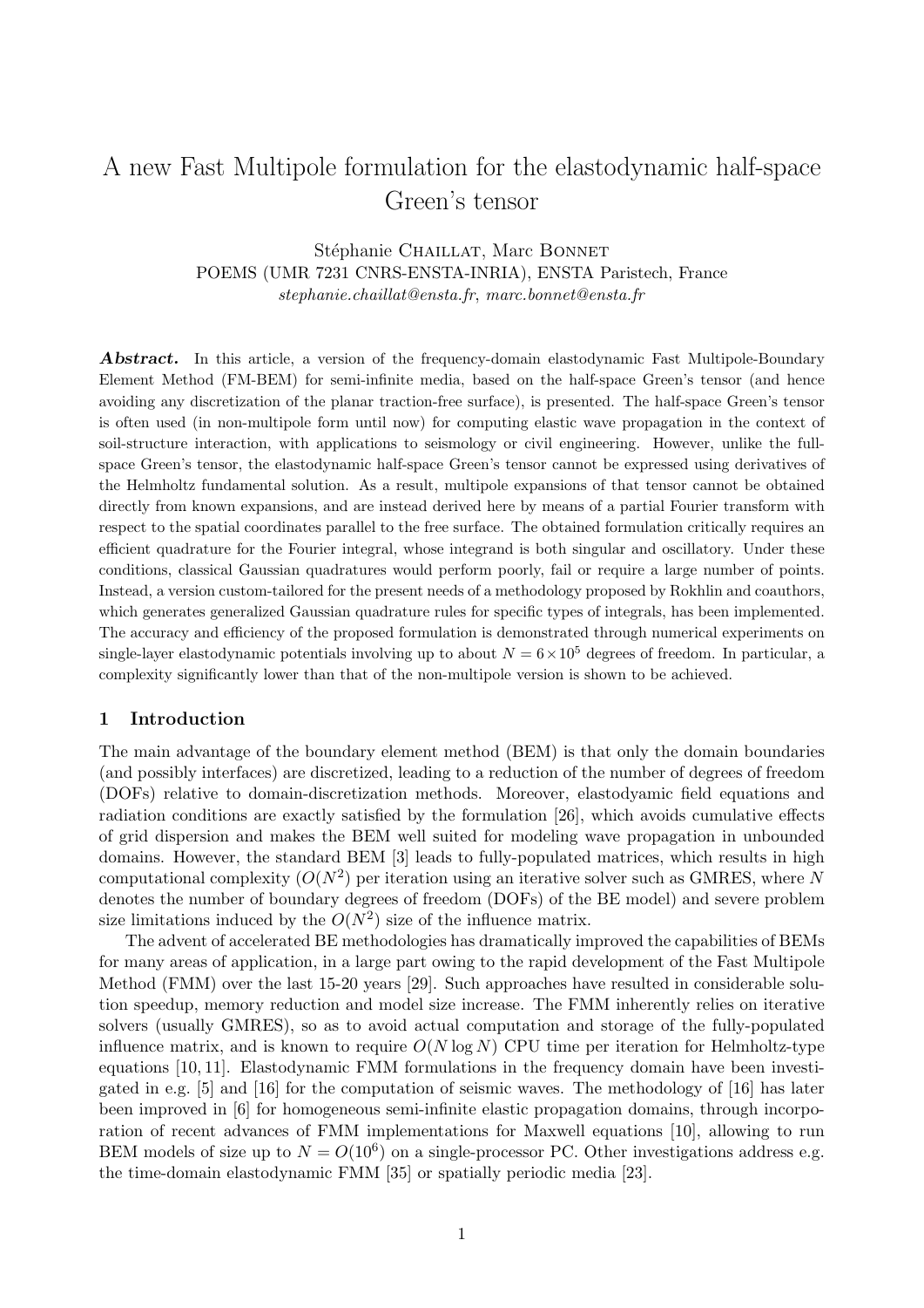# A new Fast Multipole formulation for the elastodynamic half-space Green's tensor

Stéphanie Chaillat, Marc Bonnet
POEMS (UMR 7231 CNRS-ENSTA-INRIA), ENSTA Paristech, France
*stephanie.chaillat@ensta.fr, marc.bonnet@ensta.fr*

***Abstract.*** In this article, a version of the frequency-domain elastodynamic Fast Multipole-Boundary Element Method (FM-BEM) for semi-infinite media, based on the half-space Green's tensor (and hence avoiding any discretization of the planar traction-free surface), is presented. The half-space Green's tensor is often used (in non-multipole form until now) for computing elastic wave propagation in the context of soil-structure interaction, with applications to seismology or civil engineering. However, unlike the full-space Green's tensor, the elastodynamic half-space Green's tensor cannot be expressed using derivatives of the Helmholtz fundamental solution. As a result, multipole expansions of that tensor cannot be obtained directly from known expansions, and are instead derived here by means of a partial Fourier transform with respect to the spatial coordinates parallel to the free surface. The obtained formulation critically requires an efficient quadrature for the Fourier integral, whose integrand is both singular and oscillatory. Under these conditions, classical Gaussian quadratures would perform poorly, fail or require a large number of points. Instead, a version custom-tailored for the present needs of a methodology proposed by Rokhlin and coauthors, which generates generalized Gaussian quadrature rules for specific types of integrals, has been implemented. The accuracy and efficiency of the proposed formulation is demonstrated through numerical experiments on single-layer elastodynamic potentials involving up to about $N = 6\times10^5$ degrees of freedom. In particular, a complexity significantly lower than that of the non-multipole version is shown to be achieved.

## 1 Introduction

The main advantage of the boundary element method (BEM) is that only the domain boundaries (and possibly interfaces) are discretized, leading to a reduction of the number of degrees of freedom (DOFs) relative to domain-discretization methods. Moreover, elastodyamic field equations and radiation conditions are exactly satisfied by the formulation [26], which avoids cumulative effects of grid dispersion and makes the BEM well suited for modeling wave propagation in unbounded domains. However, the standard BEM [3] leads to fully-populated matrices, which results in high computational complexity ($O(N^2)$ per iteration using an iterative solver such as GMRES, where $N$ denotes the number of boundary degrees of freedom (DOFs) of the BE model) and severe problem size limitations induced by the $O(N^2)$ size of the influence matrix.

The advent of accelerated BE methodologies has dramatically improved the capabilities of BEMs for many areas of application, in a large part owing to the rapid development of the Fast Multipole Method (FMM) over the last 15-20 years [29]. Such approaches have resulted in considerable solution speedup, memory reduction and model size increase. The FMM inherently relies on iterative solvers (usually GMRES), so as to avoid actual computation and storage of the fully-populated influence matrix, and is known to require $O(N \log N)$ CPU time per iteration for Helmholtz-type equations [10, 11]. Elastodynamic FMM formulations in the frequency domain have been investigated in e.g. [5] and [16] for the computation of seismic waves. The methodology of [16] has later been improved in [6] for homogeneous semi-infinite elastic propagation domains, through incorporation of recent advances of FMM implementations for Maxwell equations [10], allowing to run BEM models of size up to $N = O(10^6)$ on a single-processor PC. Other investigations address e.g. the time-domain elastodynamic FMM [35] or spatially periodic media [23].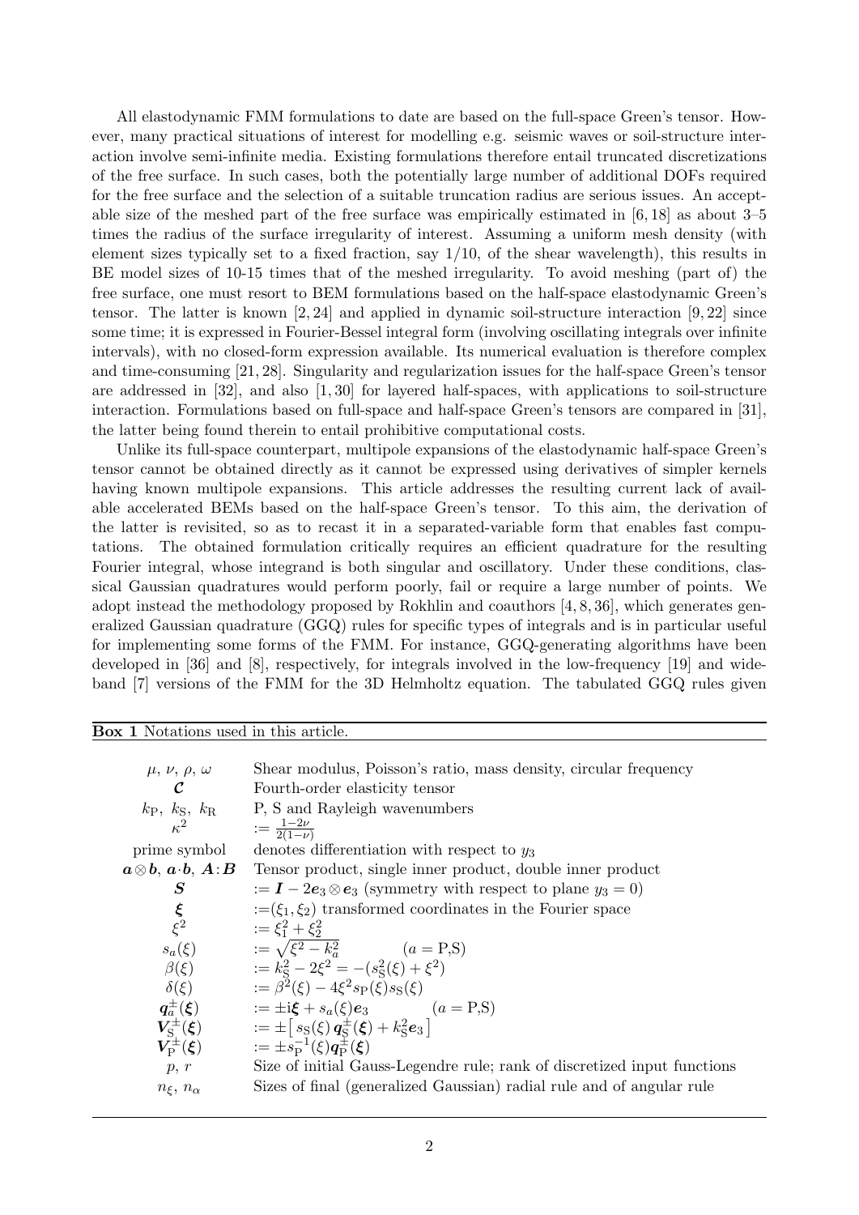All elastodynamic FMM formulations to date are based on the full-space Green's tensor. However, many practical situations of interest for modelling e.g. seismic waves or soil-structure interaction involve semi-infinite media. Existing formulations therefore entail truncated discretizations of the free surface. In such cases, both the potentially large number of additional DOFs required for the free surface and the selection of a suitable truncation radius are serious issues. An acceptable size of the meshed part of the free surface was empirically estimated in [6, 18] as about 3–5 times the radius of the surface irregularity of interest. Assuming a uniform mesh density (with element sizes typically set to a fixed fraction, say 1/10, of the shear wavelength), this results in BE model sizes of 10-15 times that of the meshed irregularity. To avoid meshing (part of) the free surface, one must resort to BEM formulations based on the half-space elastodynamic Green's tensor. The latter is known [2, 24] and applied in dynamic soil-structure interaction [9, 22] since some time; it is expressed in Fourier-Bessel integral form (involving oscillating integrals over infinite intervals), with no closed-form expression available. Its numerical evaluation is therefore complex and time-consuming [21, 28]. Singularity and regularization issues for the half-space Green's tensor are addressed in [32], and also [1, 30] for layered half-spaces, with applications to soil-structure interaction. Formulations based on full-space and half-space Green's tensors are compared in [31], the latter being found therein to entail prohibitive computational costs.

Unlike its full-space counterpart, multipole expansions of the elastodynamic half-space Green's tensor cannot be obtained directly as it cannot be expressed using derivatives of simpler kernels having known multipole expansions. This article addresses the resulting current lack of available accelerated BEMs based on the half-space Green's tensor. To this aim, the derivation of the latter is revisited, so as to recast it in a separated-variable form that enables fast computations. The obtained formulation critically requires an efficient quadrature for the resulting Fourier integral, whose integrand is both singular and oscillatory. Under these conditions, classical Gaussian quadratures would perform poorly, fail or require a large number of points. We adopt instead the methodology proposed by Rokhlin and coauthors [4, 8, 36], which generates generalized Gaussian quadrature (GGQ) rules for specific types of integrals and is in particular useful for implementing some forms of the FMM. For instance, GGQ-generating algorithms have been developed in [36] and [8], respectively, for integrals involved in the low-frequency [19] and wide-band [7] versions of the FMM for the 3D Helmholtz equation. The tabulated GGQ rules given

**Box 1** Notations used in this article.

| | |
|---|---|
| $\mu$, $\nu$, $\rho$, $\omega$ | Shear modulus, Poisson's ratio, mass density, circular frequency |
| $\boldsymbol{\mathcal{C}}$ | Fourth-order elasticity tensor |
| $k_{\text{P}}$, $k_{\text{S}}$, $k_{\text{R}}$ | P, S and Rayleigh wavenumbers |
| $\kappa^2$ | $:= \frac{1-2\nu}{2(1-\nu)}$ |
| prime symbol | denotes differentiation with respect to $y_3$ |
| $\boldsymbol{a}\otimes\boldsymbol{b}$, $\boldsymbol{a}\cdot\boldsymbol{b}$, $\boldsymbol{A}:\boldsymbol{B}$ | Tensor product, single inner product, double inner product |
| $\boldsymbol{S}$ | $:= \boldsymbol{I} - 2\boldsymbol{e}_3\otimes\boldsymbol{e}_3$ (symmetry with respect to plane $y_3 = 0$) |
| $\boldsymbol{\xi}$ | $:=(\xi_1, \xi_2)$ transformed coordinates in the Fourier space |
| $\xi^2$ | $:= \xi_1^2 + \xi_2^2$ |
| $s_a(\xi)$ | $:= \sqrt{\xi^2 - k_a^2} \qquad (a = \text{P,S})$ |
| $\beta(\xi)$ | $:= k_{\text{S}}^2 - 2\xi^2 = -(s_{\text{S}}^2(\xi) + \xi^2)$ |
| $\delta(\xi)$ | $:= \beta^2(\xi) - 4\xi^2 s_{\text{P}}(\xi) s_{\text{S}}(\xi)$ |
| $\boldsymbol{q}_a^{\pm}(\boldsymbol{\xi})$ | $:= \pm\text{i}\boldsymbol{\xi} + s_a(\xi)\boldsymbol{e}_3 \qquad (a = \text{P,S})$ |
| $\boldsymbol{V}_{\text{S}}^{\pm}(\boldsymbol{\xi})$ | $:= \pm\big[\, s_{\text{S}}(\xi)\, \boldsymbol{q}_{\text{S}}^{\pm}(\boldsymbol{\xi}) + k_{\text{S}}^2\boldsymbol{e}_3 \big]$ |
| $\boldsymbol{V}_{\text{P}}^{\pm}(\boldsymbol{\xi})$ | $:= \pm s_{\text{P}}^{-1}(\xi)\boldsymbol{q}_{\text{P}}^{\pm}(\boldsymbol{\xi})$ |
| $p$, $r$ | Size of initial Gauss-Legendre rule; rank of discretized input functions |
| $n_\xi$, $n_\alpha$ | Sizes of final (generalized Gaussian) radial rule and of angular rule |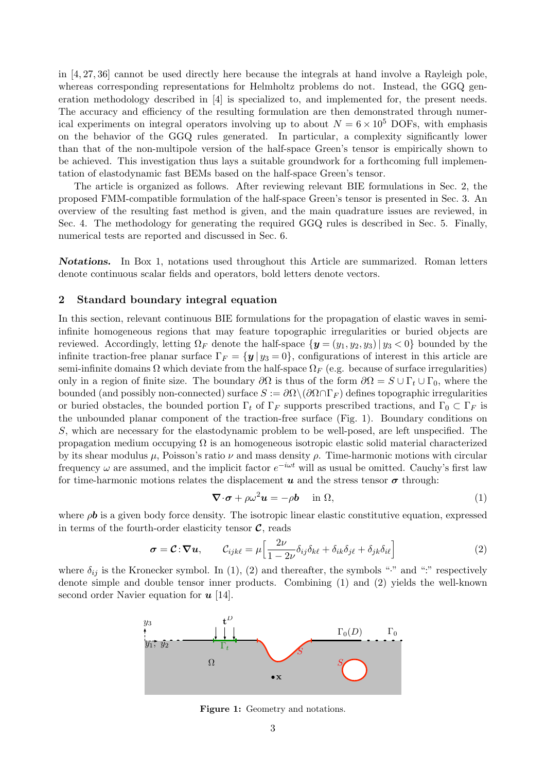in [4, 27, 36] cannot be used directly here because the integrals at hand involve a Rayleigh pole, whereas corresponding representations for Helmholtz problems do not. Instead, the GGQ generation methodology described in [4] is specialized to, and implemented for, the present needs. The accuracy and efficiency of the resulting formulation are then demonstrated through numerical experiments on integral operators involving up to about $N = 6 \times 10^5$ DOFs, with emphasis on the behavior of the GGQ rules generated. In particular, a complexity significantly lower than that of the non-multipole version of the half-space Green's tensor is empirically shown to be achieved. This investigation thus lays a suitable groundwork for a forthcoming full implementation of elastodynamic fast BEMs based on the half-space Green's tensor.

The article is organized as follows. After reviewing relevant BIE formulations in Sec. 2, the proposed FMM-compatible formulation of the half-space Green's tensor is presented in Sec. 3. An overview of the resulting fast method is given, and the main quadrature issues are reviewed, in Sec. 4. The methodology for generating the required GGQ rules is described in Sec. 5. Finally, numerical tests are reported and discussed in Sec. 6.

***Notations.*** In Box 1, notations used throughout this Article are summarized. Roman letters denote continuous scalar fields and operators, bold letters denote vectors.

## 2 Standard boundary integral equation

In this section, relevant continuous BIE formulations for the propagation of elastic waves in semi-infinite homogeneous regions that may feature topographic irregularities or buried objects are reviewed. Accordingly, letting $\Omega_F$ denote the half-space $\{\boldsymbol{y} = (y_1, y_2, y_3) \,|\, y_3 < 0\}$ bounded by the infinite traction-free planar surface $\Gamma_F = \{\boldsymbol{y} \,|\, y_3 = 0\}$, configurations of interest in this article are semi-infinite domains $\Omega$ which deviate from the half-space $\Omega_F$ (e.g. because of surface irregularities) only in a region of finite size. The boundary $\partial\Omega$ is thus of the form $\partial\Omega = S \cup \Gamma_t \cup \Gamma_0$, where the bounded (and possibly non-connected) surface $S := \partial\Omega \backslash (\partial\Omega \cap \Gamma_F)$ defines topographic irregularities or buried obstacles, the bounded portion $\Gamma_t$ of $\Gamma_F$ supports prescribed tractions, and $\Gamma_0 \subset \Gamma_F$ is the unbounded planar component of the traction-free surface (Fig. 1). Boundary conditions on $S$, which are necessary for the elastodynamic problem to be well-posed, are left unspecified. The propagation medium occupying $\Omega$ is an homogeneous isotropic elastic solid material characterized by its shear modulus $\mu$, Poisson's ratio $\nu$ and mass density $\rho$. Time-harmonic motions with circular frequency $\omega$ are assumed, and the implicit factor $e^{-i\omega t}$ will as usual be omitted. Cauchy's first law for time-harmonic motions relates the displacement $\boldsymbol{u}$ and the stress tensor $\boldsymbol{\sigma}$ through:

$$\boldsymbol{\nabla}\cdot\boldsymbol{\sigma} + \rho\omega^2\boldsymbol{u} = -\rho\boldsymbol{b} \quad \text{in } \Omega, \tag{1}$$

where $\rho\boldsymbol{b}$ is a given body force density. The isotropic linear elastic constitutive equation, expressed in terms of the fourth-order elasticity tensor $\boldsymbol{\mathcal{C}}$, reads

$$\boldsymbol{\sigma} = \boldsymbol{\mathcal{C}} : \boldsymbol{\nabla}\boldsymbol{u}, \qquad \mathcal{C}_{ijk\ell} = \mu\Big[\frac{2\nu}{1-2\nu}\delta_{ij}\delta_{k\ell} + \delta_{ik}\delta_{j\ell} + \delta_{jk}\delta_{i\ell}\Big] \tag{2}$$

where $\delta_{ij}$ is the Kronecker symbol. In (1), (2) and thereafter, the symbols "$\cdot$" and ":" respectively denote simple and double tensor inner products. Combining (1) and (2) yields the well-known second order Navier equation for $\boldsymbol{u}$ [14].

**Figure 1:** Geometry and notations.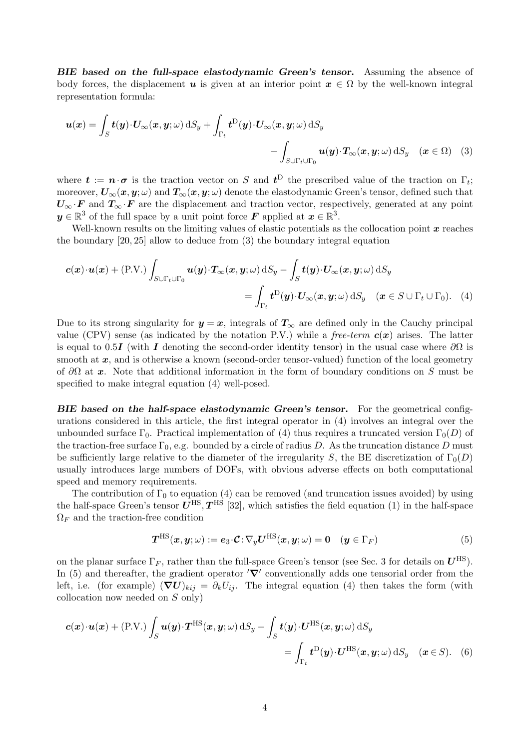***BIE based on the full-space elastodynamic Green's tensor.*** Assuming the absence of body forces, the displacement $\boldsymbol{u}$ is given at an interior point $\boldsymbol{x} \in \Omega$ by the well-known integral representation formula:

$$
\boldsymbol{u}(\boldsymbol{x}) = \int_S \boldsymbol{t}(\boldsymbol{y})\cdot\boldsymbol{U}_\infty(\boldsymbol{x},\boldsymbol{y};\omega)\,\mathrm{d}S_y + \int_{\Gamma_t} \boldsymbol{t}^{\mathrm{D}}(\boldsymbol{y})\cdot\boldsymbol{U}_\infty(\boldsymbol{x},\boldsymbol{y};\omega)\,\mathrm{d}S_y \\
- \int_{S\cup\Gamma_t\cup\Gamma_0} \boldsymbol{u}(\boldsymbol{y})\cdot\boldsymbol{T}_\infty(\boldsymbol{x},\boldsymbol{y};\omega)\,\mathrm{d}S_y \quad (\boldsymbol{x}\in\Omega) \quad (3)
$$

where $\boldsymbol{t} := \boldsymbol{n}\cdot\boldsymbol{\sigma}$ is the traction vector on $S$ and $\boldsymbol{t}^{\mathrm{D}}$ the prescribed value of the traction on $\Gamma_t$; moreover, $\boldsymbol{U}_\infty(\boldsymbol{x},\boldsymbol{y};\omega)$ and $\boldsymbol{T}_\infty(\boldsymbol{x},\boldsymbol{y};\omega)$ denote the elastodynamic Green's tensor, defined such that $\boldsymbol{U}_\infty\cdot\boldsymbol{F}$ and $\boldsymbol{T}_\infty\cdot\boldsymbol{F}$ are the displacement and traction vector, respectively, generated at any point $\boldsymbol{y}\in\mathbb{R}^3$ of the full space by a unit point force $\boldsymbol{F}$ applied at $\boldsymbol{x}\in\mathbb{R}^3$.

Well-known results on the limiting values of elastic potentials as the collocation point $\boldsymbol{x}$ reaches the boundary [20, 25] allow to deduce from (3) the boundary integral equation

$$
\boldsymbol{c}(\boldsymbol{x})\cdot\boldsymbol{u}(\boldsymbol{x}) + (\mathrm{P.V.})\int_{S\cup\Gamma_t\cup\Gamma_0} \boldsymbol{u}(\boldsymbol{y})\cdot\boldsymbol{T}_\infty(\boldsymbol{x},\boldsymbol{y};\omega)\,\mathrm{d}S_y - \int_S \boldsymbol{t}(\boldsymbol{y})\cdot\boldsymbol{U}_\infty(\boldsymbol{x},\boldsymbol{y};\omega)\,\mathrm{d}S_y \\
= \int_{\Gamma_t} \boldsymbol{t}^{\mathrm{D}}(\boldsymbol{y})\cdot\boldsymbol{U}_\infty(\boldsymbol{x},\boldsymbol{y};\omega)\,\mathrm{d}S_y \quad (\boldsymbol{x}\in S\cup\Gamma_t\cup\Gamma_0). \quad (4)
$$

Due to its strong singularity for $\boldsymbol{y}=\boldsymbol{x}$, integrals of $\boldsymbol{T}_\infty$ are defined only in the Cauchy principal value (CPV) sense (as indicated by the notation P.V.) while a *free-term* $\boldsymbol{c}(\boldsymbol{x})$ arises. The latter is equal to $0.5\boldsymbol{I}$ (with $\boldsymbol{I}$ denoting the second-order identity tensor) in the usual case where $\partial\Omega$ is smooth at $\boldsymbol{x}$, and is otherwise a known (second-order tensor-valued) function of the local geometry of $\partial\Omega$ at $\boldsymbol{x}$. Note that additional information in the form of boundary conditions on $S$ must be specified to make integral equation (4) well-posed.

***BIE based on the half-space elastodynamic Green's tensor.*** For the geometrical configurations considered in this article, the first integral operator in (4) involves an integral over the unbounded surface $\Gamma_0$. Practical implementation of (4) thus requires a truncated version $\Gamma_0(D)$ of the traction-free surface $\Gamma_0$, e.g. bounded by a circle of radius $D$. As the truncation distance $D$ must be sufficiently large relative to the diameter of the irregularity $S$, the BE discretization of $\Gamma_0(D)$ usually introduces large numbers of DOFs, with obvious adverse effects on both computational speed and memory requirements.

The contribution of $\Gamma_0$ to equation (4) can be removed (and truncation issues avoided) by using the half-space Green's tensor $\boldsymbol{U}^{\mathrm{HS}}, \boldsymbol{T}^{\mathrm{HS}}$ [32], which satisfies the field equation (1) in the half-space $\Omega_F$ and the traction-free condition

$$
\boldsymbol{T}^{\mathrm{HS}}(\boldsymbol{x},\boldsymbol{y};\omega) := \boldsymbol{e}_3\cdot\boldsymbol{\mathcal{C}}:\nabla_y\boldsymbol{U}^{\mathrm{HS}}(\boldsymbol{x},\boldsymbol{y};\omega) = \boldsymbol{0} \quad (\boldsymbol{y}\in\Gamma_F) \quad (5)
$$

on the planar surface $\Gamma_F$, rather than the full-space Green's tensor (see Sec. 3 for details on $\boldsymbol{U}^{\mathrm{HS}}$). In (5) and thereafter, the gradient operator '$\boldsymbol{\nabla}$' conventionally adds one tensorial order from the left, i.e. (for example) $(\boldsymbol{\nabla}\boldsymbol{U})_{kij} = \partial_k U_{ij}$. The integral equation (4) then takes the form (with collocation now needed on $S$ only)

$$
\boldsymbol{c}(\boldsymbol{x})\cdot\boldsymbol{u}(\boldsymbol{x}) + (\mathrm{P.V.})\int_S \boldsymbol{u}(\boldsymbol{y})\cdot\boldsymbol{T}^{\mathrm{HS}}(\boldsymbol{x},\boldsymbol{y};\omega)\,\mathrm{d}S_y - \int_S \boldsymbol{t}(\boldsymbol{y})\cdot\boldsymbol{U}^{\mathrm{HS}}(\boldsymbol{x},\boldsymbol{y};\omega)\,\mathrm{d}S_y \\
= \int_{\Gamma_t} \boldsymbol{t}^{\mathrm{D}}(\boldsymbol{y})\cdot\boldsymbol{U}^{\mathrm{HS}}(\boldsymbol{x},\boldsymbol{y};\omega)\,\mathrm{d}S_y \quad (\boldsymbol{x}\in S). \quad (6)
$$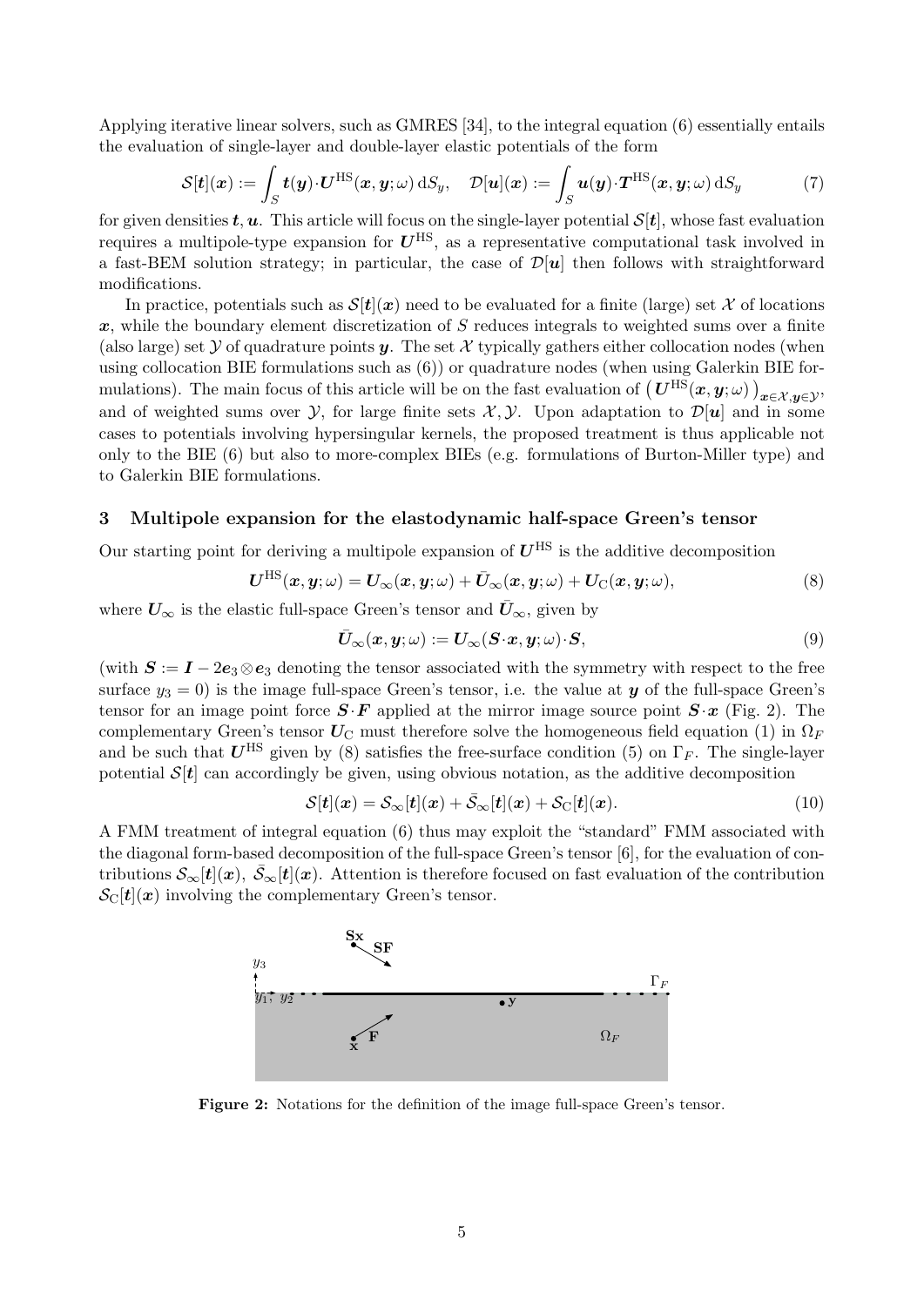Applying iterative linear solvers, such as GMRES [34], to the integral equation (6) essentially entails the evaluation of single-layer and double-layer elastic potentials of the form

$$\mathcal{S}[\boldsymbol{t}](\boldsymbol{x}) := \int_S \boldsymbol{t}(\boldsymbol{y}) \cdot \boldsymbol{U}^{\text{HS}}(\boldsymbol{x}, \boldsymbol{y}; \omega) \, \mathrm{d}S_y, \quad \mathcal{D}[\boldsymbol{u}](\boldsymbol{x}) := \int_S \boldsymbol{u}(\boldsymbol{y}) \cdot \boldsymbol{T}^{\text{HS}}(\boldsymbol{x}, \boldsymbol{y}; \omega) \, \mathrm{d}S_y \tag{7}$$

for given densities $\boldsymbol{t}, \boldsymbol{u}$. This article will focus on the single-layer potential $\mathcal{S}[\boldsymbol{t}]$, whose fast evaluation requires a multipole-type expansion for $\boldsymbol{U}^{\text{HS}}$, as a representative computational task involved in a fast-BEM solution strategy; in particular, the case of $\mathcal{D}[\boldsymbol{u}]$ then follows with straightforward modifications.

In practice, potentials such as $\mathcal{S}[\boldsymbol{t}](\boldsymbol{x})$ need to be evaluated for a finite (large) set $\mathcal{X}$ of locations $\boldsymbol{x}$, while the boundary element discretization of $S$ reduces integrals to weighted sums over a finite (also large) set $\mathcal{Y}$ of quadrature points $\boldsymbol{y}$. The set $\mathcal{X}$ typically gathers either collocation nodes (when using collocation BIE formulations such as (6)) or quadrature nodes (when using Galerkin BIE formulations). The main focus of this article will be on the fast evaluation of $\big(\boldsymbol{U}^{\text{HS}}(\boldsymbol{x}, \boldsymbol{y}; \omega)\big)_{\boldsymbol{x} \in \mathcal{X}, \boldsymbol{y} \in \mathcal{Y}}$, and of weighted sums over $\mathcal{Y}$, for large finite sets $\mathcal{X}, \mathcal{Y}$. Upon adaptation to $\mathcal{D}[\boldsymbol{u}]$ and in some cases to potentials involving hypersingular kernels, the proposed treatment is thus applicable not only to the BIE (6) but also to more-complex BIEs (e.g. formulations of Burton-Miller type) and to Galerkin BIE formulations.

## 3 Multipole expansion for the elastodynamic half-space Green's tensor

Our starting point for deriving a multipole expansion of $\boldsymbol{U}^{\text{HS}}$ is the additive decomposition

$$\boldsymbol{U}^{\text{HS}}(\boldsymbol{x}, \boldsymbol{y}; \omega) = \boldsymbol{U}_\infty(\boldsymbol{x}, \boldsymbol{y}; \omega) + \bar{\boldsymbol{U}}_\infty(\boldsymbol{x}, \boldsymbol{y}; \omega) + \boldsymbol{U}_{\text{C}}(\boldsymbol{x}, \boldsymbol{y}; \omega), \tag{8}$$

where $\boldsymbol{U}_\infty$ is the elastic full-space Green's tensor and $\bar{\boldsymbol{U}}_\infty$, given by

$$\bar{\boldsymbol{U}}_\infty(\boldsymbol{x}, \boldsymbol{y}; \omega) := \boldsymbol{U}_\infty(\boldsymbol{S} \cdot \boldsymbol{x}, \boldsymbol{y}; \omega) \cdot \boldsymbol{S}, \tag{9}$$

(with $\boldsymbol{S} := \boldsymbol{I} - 2\boldsymbol{e}_3 \otimes \boldsymbol{e}_3$ denoting the tensor associated with the symmetry with respect to the free surface $y_3 = 0$) is the image full-space Green's tensor, i.e. the value at $\boldsymbol{y}$ of the full-space Green's tensor for an image point force $\boldsymbol{S} \cdot \boldsymbol{F}$ applied at the mirror image source point $\boldsymbol{S} \cdot \boldsymbol{x}$ (Fig. 2). The complementary Green's tensor $\boldsymbol{U}_{\text{C}}$ must therefore solve the homogeneous field equation (1) in $\Omega_F$ and be such that $\boldsymbol{U}^{\text{HS}}$ given by (8) satisfies the free-surface condition (5) on $\Gamma_F$. The single-layer potential $\mathcal{S}[\boldsymbol{t}]$ can accordingly be given, using obvious notation, as the additive decomposition

$$\mathcal{S}[\boldsymbol{t}](\boldsymbol{x}) = \mathcal{S}_\infty[\boldsymbol{t}](\boldsymbol{x}) + \bar{\mathcal{S}}_\infty[\boldsymbol{t}](\boldsymbol{x}) + \mathcal{S}_{\text{C}}[\boldsymbol{t}](\boldsymbol{x}). \tag{10}$$

A FMM treatment of integral equation (6) thus may exploit the "standard" FMM associated with the diagonal form-based decomposition of the full-space Green's tensor [6], for the evaluation of contributions $\mathcal{S}_\infty[\boldsymbol{t}](\boldsymbol{x})$, $\bar{\mathcal{S}}_\infty[\boldsymbol{t}](\boldsymbol{x})$. Attention is therefore focused on fast evaluation of the contribution $\mathcal{S}_{\text{C}}[\boldsymbol{t}](\boldsymbol{x})$ involving the complementary Green's tensor.

**Figure 2:** Notations for the definition of the image full-space Green's tensor.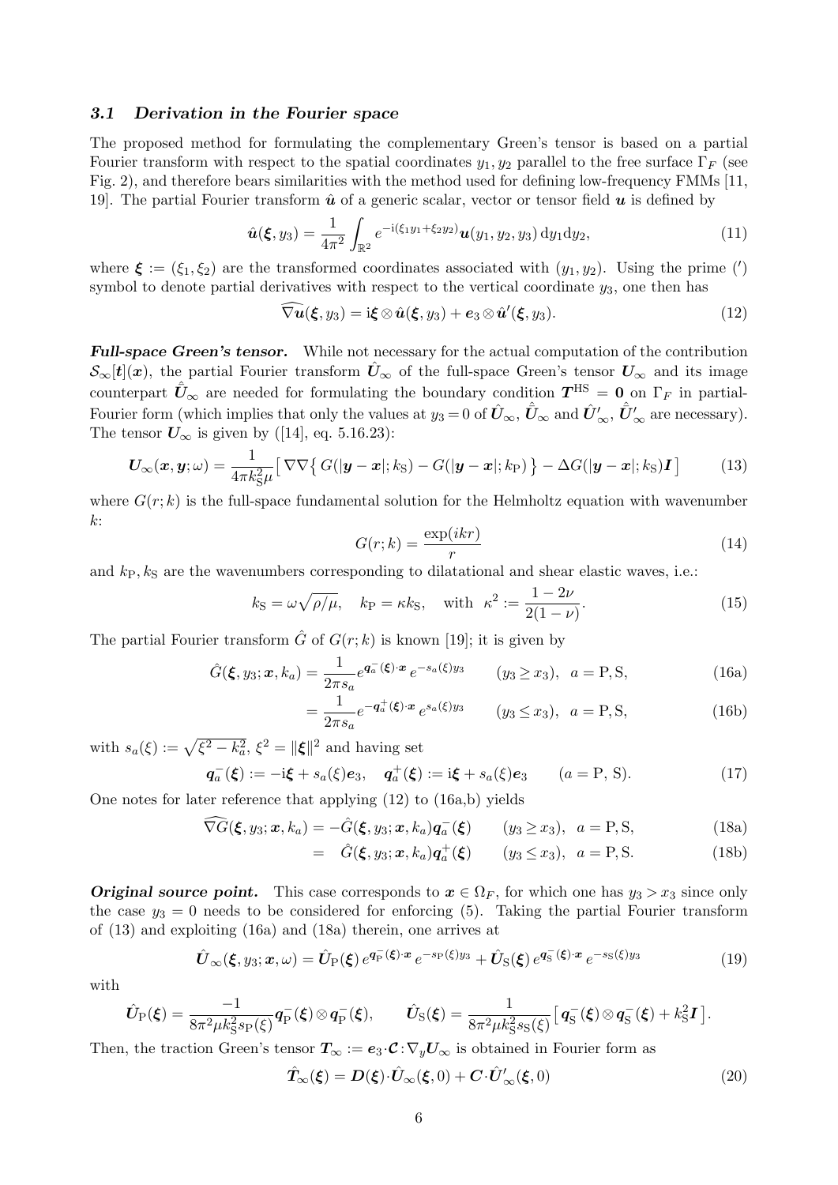### *3.1 Derivation in the Fourier space*

The proposed method for formulating the complementary Green's tensor is based on a partial Fourier transform with respect to the spatial coordinates $y_1, y_2$ parallel to the free surface $\Gamma_F$ (see Fig. 2), and therefore bears similarities with the method used for defining low-frequency FMMs [11, 19]. The partial Fourier transform $\hat{\boldsymbol{u}}$ of a generic scalar, vector or tensor field $\boldsymbol{u}$ is defined by

$$\hat{\boldsymbol{u}}(\boldsymbol{\xi}, y_3) = \frac{1}{4\pi^2} \int_{\mathbb{R}^2} e^{-\mathrm{i}(\xi_1 y_1 + \xi_2 y_2)} \boldsymbol{u}(y_1, y_2, y_3)\, \mathrm{d}y_1 \mathrm{d}y_2, \tag{11}$$

where $\boldsymbol{\xi} := (\xi_1, \xi_2)$ are the transformed coordinates associated with $(y_1, y_2)$. Using the prime ($'$) symbol to denote partial derivatives with respect to the vertical coordinate $y_3$, one then has

$$\widehat{\nabla \boldsymbol{u}}(\boldsymbol{\xi}, y_3) = \mathrm{i}\boldsymbol{\xi} \otimes \hat{\boldsymbol{u}}(\boldsymbol{\xi}, y_3) + \boldsymbol{e}_3 \otimes \hat{\boldsymbol{u}}'(\boldsymbol{\xi}, y_3). \tag{12}$$

***Full-space Green's tensor.*** While not necessary for the actual computation of the contribution $\mathcal{S}_\infty[\boldsymbol{t}](\boldsymbol{x})$, the partial Fourier transform $\hat{\boldsymbol{U}}_\infty$ of the full-space Green's tensor $\boldsymbol{U}_\infty$ and its image counterpart $\hat{\bar{\boldsymbol{U}}}_\infty$ are needed for formulating the boundary condition $\boldsymbol{T}^{\text{HS}} = \boldsymbol{0}$ on $\Gamma_F$ in partial-Fourier form (which implies that only the values at $y_3 = 0$ of $\hat{\boldsymbol{U}}_\infty$, $\hat{\bar{\boldsymbol{U}}}_\infty$ and $\hat{\boldsymbol{U}}'_\infty$, $\hat{\bar{\boldsymbol{U}}}'_\infty$ are necessary). The tensor $\boldsymbol{U}_\infty$ is given by ([14], eq. 5.16.23):

$$\boldsymbol{U}_\infty(\boldsymbol{x}, \boldsymbol{y}; \omega) = \frac{1}{4\pi k_{\text{S}}^2 \mu} \big[ \nabla\nabla \big\{ G(|\boldsymbol{y} - \boldsymbol{x}|; k_{\text{S}}) - G(|\boldsymbol{y} - \boldsymbol{x}|; k_{\text{P}}) \big\} - \Delta G(|\boldsymbol{y} - \boldsymbol{x}|; k_{\text{S}}) \boldsymbol{I} \big] \tag{13}$$

where $G(r; k)$ is the full-space fundamental solution for the Helmholtz equation with wavenumber $k$:

$$G(r; k) = \frac{\exp(ikr)}{r} \tag{14}$$

and $k_{\text{P}}, k_{\text{S}}$ are the wavenumbers corresponding to dilatational and shear elastic waves, i.e.:

$$k_{\text{S}} = \omega\sqrt{\rho/\mu}, \quad k_{\text{P}} = \kappa k_{\text{S}}, \quad \text{with } \kappa^2 := \frac{1 - 2\nu}{2(1 - \nu)}. \tag{15}$$

The partial Fourier transform $\hat{G}$ of $G(r; k)$ is known [19]; it is given by

$$\hat{G}(\boldsymbol{\xi}, y_3; \boldsymbol{x}, k_a) = \frac{1}{2\pi s_a} e^{\boldsymbol{q}_a^-(\boldsymbol{\xi}) \cdot \boldsymbol{x}}\, e^{-s_a(\xi) y_3} \qquad (y_3 \geq x_3), \quad a = \text{P}, \text{S}, \tag{16a}$$

$$= \frac{1}{2\pi s_a} e^{-\boldsymbol{q}_a^+(\boldsymbol{\xi}) \cdot \boldsymbol{x}}\, e^{s_a(\xi) y_3} \qquad (y_3 \leq x_3), \quad a = \text{P}, \text{S}, \tag{16b}$$

with $s_a(\xi) := \sqrt{\xi^2 - k_a^2}$, $\xi^2 = \|\boldsymbol{\xi}\|^2$ and having set

$$\boldsymbol{q}_a^-(\boldsymbol{\xi}) := -\mathrm{i}\boldsymbol{\xi} + s_a(\xi)\boldsymbol{e}_3, \quad \boldsymbol{q}_a^+(\boldsymbol{\xi}) := \mathrm{i}\boldsymbol{\xi} + s_a(\xi)\boldsymbol{e}_3 \qquad (a = \text{P, S}). \tag{17}$$

One notes for later reference that applying (12) to (16a,b) yields

$$\widehat{\nabla G}(\boldsymbol{\xi}, y_3; \boldsymbol{x}, k_a) = -\hat{G}(\boldsymbol{\xi}, y_3; \boldsymbol{x}, k_a) \boldsymbol{q}_a^-(\boldsymbol{\xi}) \qquad (y_3 \geq x_3), \quad a = \text{P}, \text{S}, \tag{18a}$$

$$= \hat{G}(\boldsymbol{\xi}, y_3; \boldsymbol{x}, k_a) \boldsymbol{q}_a^+(\boldsymbol{\xi}) \qquad (y_3 \leq x_3), \quad a = \text{P}, \text{S}. \tag{18b}$$

***Original source point.*** This case corresponds to $\boldsymbol{x} \in \Omega_F$, for which one has $y_3 > x_3$ since only the case $y_3 = 0$ needs to be considered for enforcing (5). Taking the partial Fourier transform of (13) and exploiting (16a) and (18a) therein, one arrives at

$$\hat{\boldsymbol{U}}_\infty(\boldsymbol{\xi}, y_3; \boldsymbol{x}, \omega) = \hat{\boldsymbol{U}}_{\text{P}}(\boldsymbol{\xi})\, e^{\boldsymbol{q}_{\text{P}}^-(\boldsymbol{\xi}) \cdot \boldsymbol{x}}\, e^{-s_{\text{P}}(\xi) y_3} + \hat{\boldsymbol{U}}_{\text{S}}(\boldsymbol{\xi})\, e^{\boldsymbol{q}_{\text{S}}^-(\boldsymbol{\xi}) \cdot \boldsymbol{x}}\, e^{-s_{\text{S}}(\xi) y_3} \tag{19}$$

with

$$\hat{\boldsymbol{U}}_{\text{P}}(\boldsymbol{\xi}) = \frac{-1}{8\pi^2 \mu k_{\text{S}}^2 s_{\text{P}}(\xi)} \boldsymbol{q}_{\text{P}}^-(\boldsymbol{\xi}) \otimes \boldsymbol{q}_{\text{P}}^-(\boldsymbol{\xi}), \qquad \hat{\boldsymbol{U}}_{\text{S}}(\boldsymbol{\xi}) = \frac{1}{8\pi^2 \mu k_{\text{S}}^2 s_{\text{S}}(\xi)} \big[ \boldsymbol{q}_{\text{S}}^-(\boldsymbol{\xi}) \otimes \boldsymbol{q}_{\text{S}}^-(\boldsymbol{\xi}) + k_{\text{S}}^2 \boldsymbol{I} \big].$$

Then, the traction Green's tensor $\boldsymbol{T}_\infty := \boldsymbol{e}_3 \cdot \boldsymbol{\mathcal{C}} : \nabla_y \boldsymbol{U}_\infty$ is obtained in Fourier form as

$$\hat{\boldsymbol{T}}_\infty(\boldsymbol{\xi}) = \boldsymbol{D}(\boldsymbol{\xi}) \cdot \hat{\boldsymbol{U}}_\infty(\boldsymbol{\xi}, 0) + \boldsymbol{C} \cdot \hat{\boldsymbol{U}}'_\infty(\boldsymbol{\xi}, 0) \tag{20}$$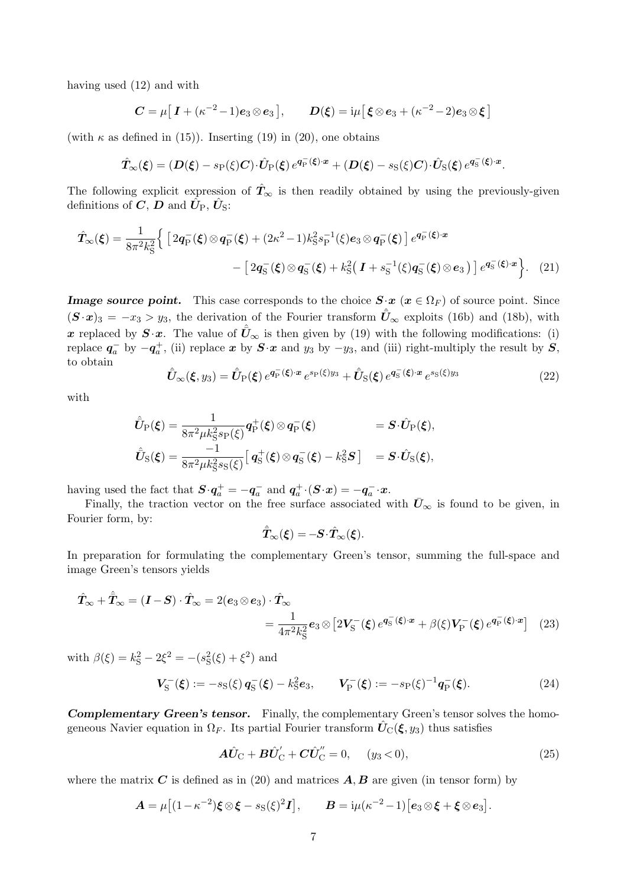having used (12) and with

$$\boldsymbol{C} = \mu\big[\,\boldsymbol{I} + (\kappa^{-2}-1)\boldsymbol{e}_3\otimes\boldsymbol{e}_3\,\big], \qquad \boldsymbol{D}(\boldsymbol{\xi}) = \mathrm{i}\mu\big[\,\boldsymbol{\xi}\otimes\boldsymbol{e}_3 + (\kappa^{-2}-2)\boldsymbol{e}_3\otimes\boldsymbol{\xi}\,\big]$$

(with $\kappa$ as defined in (15)). Inserting (19) in (20), one obtains

$$\hat{\boldsymbol{T}}_\infty(\boldsymbol{\xi}) = (\boldsymbol{D}(\boldsymbol{\xi}) - s_{\rm P}(\xi)\boldsymbol{C})\cdot\hat{\boldsymbol{U}}_{\rm P}(\boldsymbol{\xi})\, e^{\boldsymbol{q}_{\rm P}^-(\boldsymbol{\xi})\cdot\boldsymbol{x}} + (\boldsymbol{D}(\boldsymbol{\xi}) - s_{\rm S}(\xi)\boldsymbol{C})\cdot\hat{\boldsymbol{U}}_{\rm S}(\boldsymbol{\xi})\, e^{\boldsymbol{q}_{\rm S}^-(\boldsymbol{\xi})\cdot\boldsymbol{x}}.$$

The following explicit expression of $\hat{\boldsymbol{T}}_\infty$ is then readily obtained by using the previously-given definitions of $\boldsymbol{C}$, $\boldsymbol{D}$ and $\hat{\boldsymbol{U}}_{\rm P}$, $\hat{\boldsymbol{U}}_{\rm S}$:

$$\begin{aligned}\hat{\boldsymbol{T}}_\infty(\boldsymbol{\xi}) = \frac{1}{8\pi^2 k_{\rm S}^2}\Big\{ \big[\,2\boldsymbol{q}_{\rm P}^-(\boldsymbol{\xi})\otimes\boldsymbol{q}_{\rm P}^-(\boldsymbol{\xi}) + (2\kappa^2-1)k_{\rm S}^2 s_{\rm P}^{-1}(\xi)\boldsymbol{e}_3\otimes\boldsymbol{q}_{\rm P}^-(\boldsymbol{\xi})\,\big]\, e^{\boldsymbol{q}_{\rm P}^-(\boldsymbol{\xi})\cdot\boldsymbol{x}} \\ - \big[\,2\boldsymbol{q}_{\rm S}^-(\boldsymbol{\xi})\otimes\boldsymbol{q}_{\rm S}^-(\boldsymbol{\xi}) + k_{\rm S}^2\big(\,\boldsymbol{I} + s_{\rm S}^{-1}(\xi)\boldsymbol{q}_{\rm S}^-(\boldsymbol{\xi})\otimes\boldsymbol{e}_3\,\big)\,\big]\, e^{\boldsymbol{q}_{\rm S}^-(\boldsymbol{\xi})\cdot\boldsymbol{x}}\Big\}. \quad (21)\end{aligned}$$

***Image source point.*** This case corresponds to the choice $\boldsymbol{S}\cdot\boldsymbol{x}$ ($\boldsymbol{x}\in\Omega_F$) of source point. Since $(\boldsymbol{S}\cdot\boldsymbol{x})_3 = -x_3 > y_3$, the derivation of the Fourier transform $\hat{\bar{\boldsymbol{U}}}_\infty$ exploits (16b) and (18b), with $\boldsymbol{x}$ replaced by $\boldsymbol{S}\cdot\boldsymbol{x}$. The value of $\hat{\bar{\boldsymbol{U}}}_\infty$ is then given by (19) with the following modifications: (i) replace $\boldsymbol{q}_a^-$ by $-\boldsymbol{q}_a^+$, (ii) replace $\boldsymbol{x}$ by $\boldsymbol{S}\cdot\boldsymbol{x}$ and $y_3$ by $-y_3$, and (iii) right-multiply the result by $\boldsymbol{S}$, to obtain

$$\hat{\bar{\boldsymbol{U}}}_\infty(\boldsymbol{\xi}, y_3) = \hat{\bar{\boldsymbol{U}}}_{\rm P}(\boldsymbol{\xi})\, e^{\boldsymbol{q}_{\rm P}^-(\boldsymbol{\xi})\cdot\boldsymbol{x}}\, e^{s_{\rm P}(\xi)y_3} + \hat{\bar{\boldsymbol{U}}}_{\rm S}(\boldsymbol{\xi})\, e^{\boldsymbol{q}_{\rm S}^-(\boldsymbol{\xi})\cdot\boldsymbol{x}}\, e^{s_{\rm S}(\xi)y_3} \quad (22)$$

with

$$\begin{aligned}\hat{\bar{\boldsymbol{U}}}_{\rm P}(\boldsymbol{\xi}) &= \frac{1}{8\pi^2\mu k_{\rm S}^2 s_{\rm P}(\xi)}\boldsymbol{q}_{\rm P}^+(\boldsymbol{\xi})\otimes\boldsymbol{q}_{\rm P}^-(\boldsymbol{\xi}) &&= \boldsymbol{S}\cdot\hat{\boldsymbol{U}}_{\rm P}(\boldsymbol{\xi}), \\ \hat{\bar{\boldsymbol{U}}}_{\rm S}(\boldsymbol{\xi}) &= \frac{-1}{8\pi^2\mu k_{\rm S}^2 s_{\rm S}(\xi)}\big[\,\boldsymbol{q}_{\rm S}^+(\boldsymbol{\xi})\otimes\boldsymbol{q}_{\rm S}^-(\boldsymbol{\xi}) - k_{\rm S}^2\boldsymbol{S}\,\big] &&= \boldsymbol{S}\cdot\hat{\boldsymbol{U}}_{\rm S}(\boldsymbol{\xi}),\end{aligned}$$

having used the fact that $\boldsymbol{S}\cdot\boldsymbol{q}_a^+ = -\boldsymbol{q}_a^-$ and $\boldsymbol{q}_a^+\cdot(\boldsymbol{S}\cdot\boldsymbol{x}) = -\boldsymbol{q}_a^-\cdot\boldsymbol{x}$.

Finally, the traction vector on the free surface associated with $\bar{\boldsymbol{U}}_\infty$ is found to be given, in Fourier form, by:

$$\hat{\bar{\boldsymbol{T}}}_\infty(\boldsymbol{\xi}) = -\boldsymbol{S}\cdot\hat{\boldsymbol{T}}_\infty(\boldsymbol{\xi}).$$

In preparation for formulating the complementary Green's tensor, summing the full-space and image Green's tensors yields

$$\begin{aligned}\hat{\boldsymbol{T}}_\infty + \hat{\bar{\boldsymbol{T}}}_\infty = (\boldsymbol{I}-\boldsymbol{S})\cdot\hat{\boldsymbol{T}}_\infty &= 2(\boldsymbol{e}_3\otimes\boldsymbol{e}_3)\cdot\hat{\boldsymbol{T}}_\infty \\ &= \frac{1}{4\pi^2 k_{\rm S}^2}\boldsymbol{e}_3\otimes\big[2\boldsymbol{V}_{\rm S}^-(\boldsymbol{\xi})\, e^{\boldsymbol{q}_{\rm S}^-(\boldsymbol{\xi})\cdot\boldsymbol{x}} + \beta(\xi)\boldsymbol{V}_{\rm P}^-(\boldsymbol{\xi})\, e^{\boldsymbol{q}_{\rm P}^-(\boldsymbol{\xi})\cdot\boldsymbol{x}}\big] \quad (23)\end{aligned}$$

with $\beta(\xi) = k_{\rm S}^2 - 2\xi^2 = -(s_{\rm S}^2(\xi)+\xi^2)$ and

$$\boldsymbol{V}_{\rm S}^-(\boldsymbol{\xi}) := -s_{\rm S}(\xi)\,\boldsymbol{q}_{\rm S}^-(\boldsymbol{\xi}) - k_{\rm S}^2\boldsymbol{e}_3, \qquad \boldsymbol{V}_{\rm P}^-(\boldsymbol{\xi}) := -s_{\rm P}(\xi)^{-1}\boldsymbol{q}_{\rm P}^-(\boldsymbol{\xi}). \quad (24)$$

***Complementary Green's tensor.*** Finally, the complementary Green's tensor solves the homogeneous Navier equation in $\Omega_F$. Its partial Fourier transform $\hat{\boldsymbol{U}}_{\rm C}(\boldsymbol{\xi}, y_3)$ thus satisfies

$$\boldsymbol{A}\hat{\boldsymbol{U}}_{\rm C} + \boldsymbol{B}\hat{\boldsymbol{U}}_{\rm C}' + \boldsymbol{C}\hat{\boldsymbol{U}}_{\rm C}'' = 0, \qquad (y_3 < 0), \quad (25)$$

where the matrix $\boldsymbol{C}$ is defined as in (20) and matrices $\boldsymbol{A}, \boldsymbol{B}$ are given (in tensor form) by

$$\boldsymbol{A} = \mu\big[(1-\kappa^{-2})\boldsymbol{\xi}\otimes\boldsymbol{\xi} - s_{\rm S}(\xi)^2\boldsymbol{I}\big], \qquad \boldsymbol{B} = \mathrm{i}\mu(\kappa^{-2}-1)\big[\boldsymbol{e}_3\otimes\boldsymbol{\xi} + \boldsymbol{\xi}\otimes\boldsymbol{e}_3\big].$$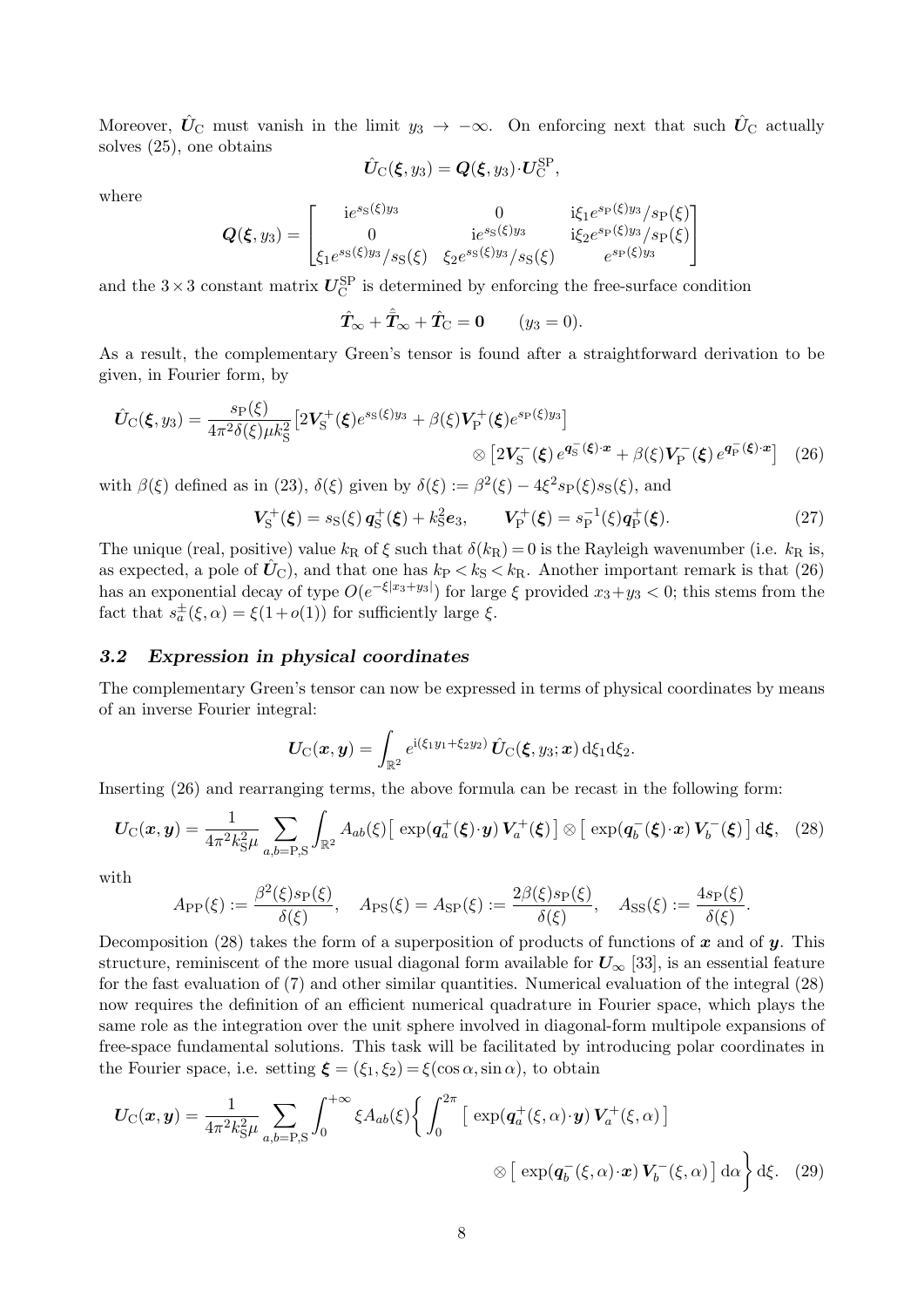Moreover, $\hat{\boldsymbol{U}}_{\rm C}$ must vanish in the limit $y_3 \to -\infty$. On enforcing next that such $\hat{\boldsymbol{U}}_{\rm C}$ actually solves (25), one obtains

$$\hat{\boldsymbol{U}}_{\rm C}(\boldsymbol{\xi}, y_3) = \boldsymbol{Q}(\boldsymbol{\xi}, y_3) \cdot \boldsymbol{U}_{\rm C}^{\rm SP},$$

where

$$\boldsymbol{Q}(\boldsymbol{\xi}, y_3) = \begin{bmatrix} {\rm i}e^{s_{\rm S}(\xi) y_3} & 0 & {\rm i}\xi_1 e^{s_{\rm P}(\xi) y_3}/s_{\rm P}(\xi) \\ 0 & {\rm i}e^{s_{\rm S}(\xi) y_3} & {\rm i}\xi_2 e^{s_{\rm P}(\xi) y_3}/s_{\rm P}(\xi) \\ \xi_1 e^{s_{\rm S}(\xi) y_3}/s_{\rm S}(\xi) & \xi_2 e^{s_{\rm S}(\xi) y_3}/s_{\rm S}(\xi) & e^{s_{\rm P}(\xi) y_3} \end{bmatrix}$$

and the $3 \times 3$ constant matrix $\boldsymbol{U}_{\rm C}^{\rm SP}$ is determined by enforcing the free-surface condition

$$\hat{\boldsymbol{T}}_\infty + \hat{\bar{\boldsymbol{T}}}_\infty + \hat{\boldsymbol{T}}_{\rm C} = \boldsymbol{0} \qquad (y_3 = 0).$$

As a result, the complementary Green's tensor is found after a straightforward derivation to be given, in Fourier form, by

$$\hat{\boldsymbol{U}}_{\rm C}(\boldsymbol{\xi}, y_3) = \frac{s_{\rm P}(\xi)}{4\pi^2 \delta(\xi) \mu k_{\rm S}^2} \big[ 2\boldsymbol{V}_{\rm S}^+(\boldsymbol{\xi}) e^{s_{\rm S}(\xi) y_3} + \beta(\xi) \boldsymbol{V}_{\rm P}^+(\boldsymbol{\xi}) e^{s_{\rm P}(\xi) y_3} \big] \otimes \big[ 2\boldsymbol{V}_{\rm S}^-(\boldsymbol{\xi})\, e^{\boldsymbol{q}_{\rm S}^-(\boldsymbol{\xi}) \cdot \boldsymbol{x}} + \beta(\xi) \boldsymbol{V}_{\rm P}^-(\boldsymbol{\xi})\, e^{\boldsymbol{q}_{\rm P}^-(\boldsymbol{\xi}) \cdot \boldsymbol{x}} \big] \quad (26)$$

with $\beta(\xi)$ defined as in (23), $\delta(\xi)$ given by $\delta(\xi) := \beta^2(\xi) - 4\xi^2 s_{\rm P}(\xi) s_{\rm S}(\xi)$, and

$$\boldsymbol{V}_{\rm S}^+(\boldsymbol{\xi}) = s_{\rm S}(\xi)\, \boldsymbol{q}_{\rm S}^+(\boldsymbol{\xi}) + k_{\rm S}^2 \boldsymbol{e}_3, \qquad \boldsymbol{V}_{\rm P}^+(\boldsymbol{\xi}) = s_{\rm P}^{-1}(\xi) \boldsymbol{q}_{\rm P}^+(\boldsymbol{\xi}). \quad (27)$$

The unique (real, positive) value $k_{\rm R}$ of $\xi$ such that $\delta(k_{\rm R}) = 0$ is the Rayleigh wavenumber (i.e. $k_{\rm R}$ is, as expected, a pole of $\hat{\boldsymbol{U}}_{\rm C}$), and that one has $k_{\rm P} < k_{\rm S} < k_{\rm R}$. Another important remark is that (26) has an exponential decay of type $O(e^{-\xi |x_3 + y_3|})$ for large $\xi$ provided $x_3 + y_3 < 0$; this stems from the fact that $s_a^{\pm}(\xi, \alpha) = \xi(1 + o(1))$ for sufficiently large $\xi$.

### *3.2 Expression in physical coordinates*

The complementary Green's tensor can now be expressed in terms of physical coordinates by means of an inverse Fourier integral:

$$\boldsymbol{U}_{\rm C}(\boldsymbol{x}, \boldsymbol{y}) = \int_{\mathbb{R}^2} e^{{\rm i}(\xi_1 y_1 + \xi_2 y_2)}\, \hat{\boldsymbol{U}}_{\rm C}(\boldsymbol{\xi}, y_3; \boldsymbol{x})\, {\rm d}\xi_1 {\rm d}\xi_2.$$

Inserting (26) and rearranging terms, the above formula can be recast in the following form:

$$\boldsymbol{U}_{\rm C}(\boldsymbol{x}, \boldsymbol{y}) = \frac{1}{4\pi^2 k_{\rm S}^2 \mu} \sum_{a,b = {\rm P,S}} \int_{\mathbb{R}^2} A_{ab}(\xi) \big[ \exp(\boldsymbol{q}_a^+(\boldsymbol{\xi}) \cdot \boldsymbol{y})\, \boldsymbol{V}_a^+(\boldsymbol{\xi}) \big] \otimes \big[ \exp(\boldsymbol{q}_b^-(\boldsymbol{\xi}) \cdot \boldsymbol{x})\, \boldsymbol{V}_b^-(\boldsymbol{\xi}) \big]\, {\rm d}\boldsymbol{\xi}, \quad (28)$$

with

$$A_{\rm PP}(\xi) := \frac{\beta^2(\xi) s_{\rm P}(\xi)}{\delta(\xi)}, \quad A_{\rm PS}(\xi) = A_{\rm SP}(\xi) := \frac{2\beta(\xi) s_{\rm P}(\xi)}{\delta(\xi)}, \quad A_{\rm SS}(\xi) := \frac{4 s_{\rm P}(\xi)}{\delta(\xi)}.$$

Decomposition (28) takes the form of a superposition of products of functions of $\boldsymbol{x}$ and of $\boldsymbol{y}$. This structure, reminiscent of the more usual diagonal form available for $\boldsymbol{U}_\infty$ [33], is an essential feature for the fast evaluation of (7) and other similar quantities. Numerical evaluation of the integral (28) now requires the definition of an efficient numerical quadrature in Fourier space, which plays the same role as the integration over the unit sphere involved in diagonal-form multipole expansions of free-space fundamental solutions. This task will be facilitated by introducing polar coordinates in the Fourier space, i.e. setting $\boldsymbol{\xi} = (\xi_1, \xi_2) = \xi(\cos\alpha, \sin\alpha)$, to obtain

$$\boldsymbol{U}_{\rm C}(\boldsymbol{x}, \boldsymbol{y}) = \frac{1}{4\pi^2 k_{\rm S}^2 \mu} \sum_{a,b = {\rm P,S}} \int_0^{+\infty} \xi A_{ab}(\xi) \bigg\{ \int_0^{2\pi} \big[ \exp(\boldsymbol{q}_a^+(\xi, \alpha) \cdot \boldsymbol{y})\, \boldsymbol{V}_a^+(\xi, \alpha) \big] \otimes \big[ \exp(\boldsymbol{q}_b^-(\xi, \alpha) \cdot \boldsymbol{x})\, \boldsymbol{V}_b^-(\xi, \alpha) \big]\, {\rm d}\alpha \bigg\}\, {\rm d}\xi. \quad (29)$$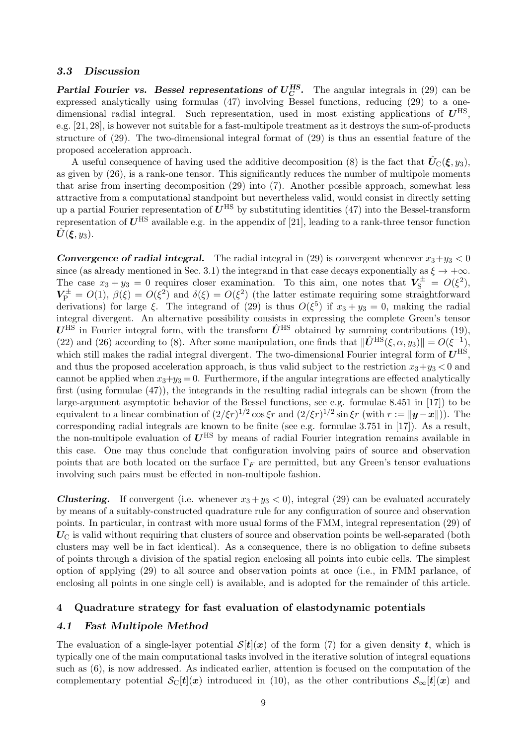### 3.3 Discussion

***Partial Fourier vs. Bessel representations of $\boldsymbol{U}_C^{HS}$.*** The angular integrals in (29) can be expressed analytically using formulas (47) involving Bessel functions, reducing (29) to a one-dimensional radial integral. Such representation, used in most existing applications of $\boldsymbol{U}^{\text{HS}}$, e.g. [21, 28], is however not suitable for a fast-multipole treatment as it destroys the sum-of-products structure of (29). The two-dimensional integral format of (29) is thus an essential feature of the proposed acceleration approach.

A useful consequence of having used the additive decomposition (8) is the fact that $\hat{\boldsymbol{U}}_{\text{C}}(\boldsymbol{\xi}, y_3)$, as given by (26), is a rank-one tensor. This significantly reduces the number of multipole moments that arise from inserting decomposition (29) into (7). Another possible approach, somewhat less attractive from a computational standpoint but nevertheless valid, would consist in directly setting up a partial Fourier representation of $\boldsymbol{U}^{\text{HS}}$ by substituting identities (47) into the Bessel-transform representation of $\boldsymbol{U}^{\text{HS}}$ available e.g. in the appendix of [21], leading to a rank-three tensor function $\hat{\boldsymbol{U}}(\boldsymbol{\xi}, y_3)$.

***Convergence of radial integral.*** The radial integral in (29) is convergent whenever $x_3 + y_3 < 0$ since (as already mentioned in Sec. 3.1) the integrand in that case decays exponentially as $\xi \to +\infty$. The case $x_3 + y_3 = 0$ requires closer examination. To this aim, one notes that $\boldsymbol{V}_{\text{S}}^{\pm} = O(\xi^2)$, $\boldsymbol{V}_{\text{P}}^{\pm} = O(1)$, $\beta(\xi) = O(\xi^2)$ and $\delta(\xi) = O(\xi^2)$ (the latter estimate requiring some straightforward derivations) for large $\xi$. The integrand of (29) is thus $O(\xi^5)$ if $x_3 + y_3 = 0$, making the radial integral divergent. An alternative possibility consists in expressing the complete Green's tensor $\boldsymbol{U}^{\text{HS}}$ in Fourier integral form, with the transform $\hat{\boldsymbol{U}}^{\text{HS}}$ obtained by summing contributions (19), (22) and (26) according to (8). After some manipulation, one finds that $\|\hat{\boldsymbol{U}}^{\text{HS}}(\xi, \alpha, y_3)\| = O(\xi^{-1})$, which still makes the radial integral divergent. The two-dimensional Fourier integral form of $\boldsymbol{U}^{\text{HS}}$, and thus the proposed acceleration approach, is thus valid subject to the restriction $x_3 + y_3 < 0$ and cannot be applied when $x_3 + y_3 = 0$. Furthermore, if the angular integrations are effected analytically first (using formulae (47)), the integrands in the resulting radial integrals can be shown (from the large-argument asymptotic behavior of the Bessel functions, see e.g. formulae 8.451 in [17]) to be equivalent to a linear combination of $(2/\xi r)^{1/2} \cos \xi r$ and $(2/\xi r)^{1/2} \sin \xi r$ (with $r := \|\boldsymbol{y} - \boldsymbol{x}\|$). The corresponding radial integrals are known to be finite (see e.g. formulae 3.751 in [17]). As a result, the non-multipole evaluation of $\boldsymbol{U}^{\text{HS}}$ by means of radial Fourier integration remains available in this case. One may thus conclude that configuration involving pairs of source and observation points that are both located on the surface $\Gamma_F$ are permitted, but any Green's tensor evaluations involving such pairs must be effected in non-multipole fashion.

***Clustering.*** If convergent (i.e. whenever $x_3 + y_3 < 0$), integral (29) can be evaluated accurately by means of a suitably-constructed quadrature rule for any configuration of source and observation points. In particular, in contrast with more usual forms of the FMM, integral representation (29) of $\boldsymbol{U}_{\text{C}}$ is valid without requiring that clusters of source and observation points be well-separated (both clusters may well be in fact identical). As a consequence, there is no obligation to define subsets of points through a division of the spatial region enclosing all points into cubic cells. The simplest option of applying (29) to all source and observation points at once (i.e., in FMM parlance, of enclosing all points in one single cell) is available, and is adopted for the remainder of this article.

## 4 Quadrature strategy for fast evaluation of elastodynamic potentials

### 4.1 Fast Multipole Method

The evaluation of a single-layer potential $\mathcal{S}[\boldsymbol{t}](\boldsymbol{x})$ of the form (7) for a given density $\boldsymbol{t}$, which is typically one of the main computational tasks involved in the iterative solution of integral equations such as (6), is now addressed. As indicated earlier, attention is focused on the computation of the complementary potential $\mathcal{S}_{\text{C}}[\boldsymbol{t}](\boldsymbol{x})$ introduced in (10), as the other contributions $\mathcal{S}_{\infty}[\boldsymbol{t}](\boldsymbol{x})$ and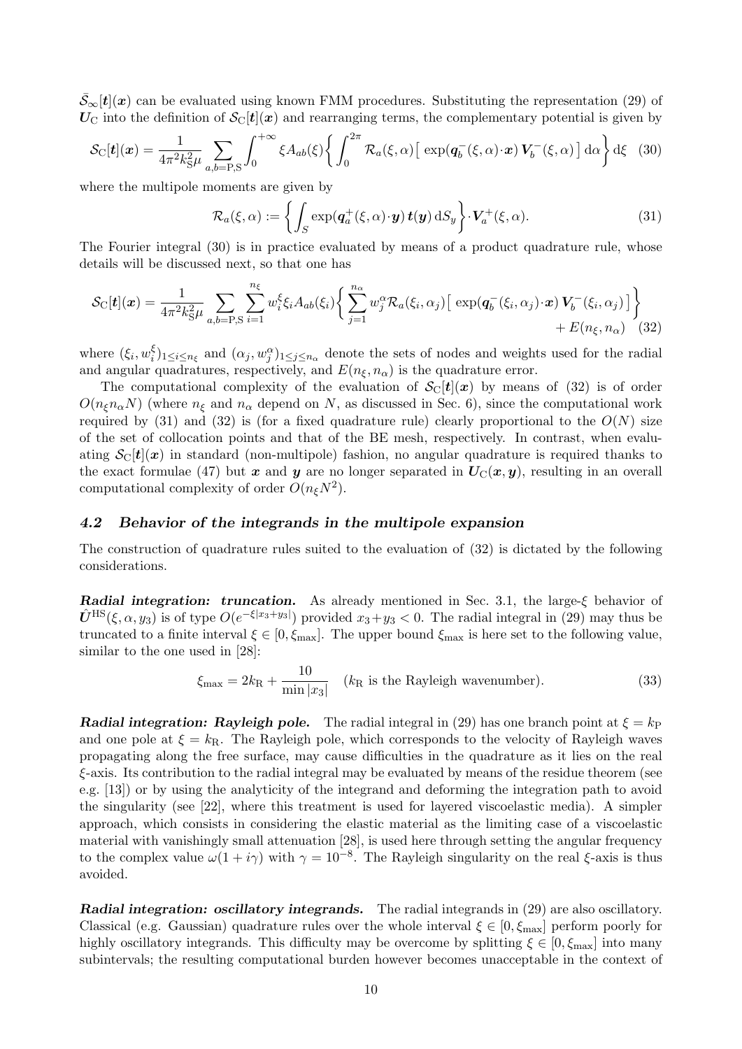$\bar{\mathcal{S}}_{\infty}[\boldsymbol{t}](\boldsymbol{x})$ can be evaluated using known FMM procedures. Substituting the representation (29) of $\boldsymbol{U}_{\text{C}}$ into the definition of $\mathcal{S}_{\text{C}}[\boldsymbol{t}](\boldsymbol{x})$ and rearranging terms, the complementary potential is given by

$$
\mathcal{S}_{\text{C}}[\boldsymbol{t}](\boldsymbol{x}) = \frac{1}{4\pi^2 k_{\text{S}}^2 \mu} \sum_{a,b=\text{P,S}} \int_0^{+\infty} \xi A_{ab}(\xi) \bigg\{ \int_0^{2\pi} \mathcal{R}_a(\xi,\alpha) \big[ \exp(\boldsymbol{q}_b^-(\xi,\alpha)\cdot\boldsymbol{x})\, \boldsymbol{V}_b^-(\xi,\alpha) \big] \,\text{d}\alpha \bigg\} \,\text{d}\xi \quad (30)
$$

where the multipole moments are given by

$$
\mathcal{R}_a(\xi,\alpha) := \bigg\{ \int_S \exp(\boldsymbol{q}_a^+(\xi,\alpha)\cdot\boldsymbol{y})\, \boldsymbol{t}(\boldsymbol{y}) \,\text{d}S_y \bigg\} \cdot \boldsymbol{V}_a^+(\xi,\alpha). \quad (31)
$$

The Fourier integral (30) is in practice evaluated by means of a product quadrature rule, whose details will be discussed next, so that one has

$$
\mathcal{S}_{\text{C}}[\boldsymbol{t}](\boldsymbol{x}) = \frac{1}{4\pi^2 k_{\text{S}}^2 \mu} \sum_{a,b=\text{P,S}} \sum_{i=1}^{n_\xi} w_i^\xi \xi_i A_{ab}(\xi_i) \bigg\{ \sum_{j=1}^{n_\alpha} w_j^\alpha \mathcal{R}_a(\xi_i,\alpha_j) \big[ \exp(\boldsymbol{q}_b^-(\xi_i,\alpha_j)\cdot\boldsymbol{x})\, \boldsymbol{V}_b^-(\xi_i,\alpha_j) \big] \bigg\} + E(n_\xi, n_\alpha) \quad (32)
$$

where $(\xi_i, w_i^\xi)_{1\leq i\leq n_\xi}$ and $(\alpha_j, w_j^\alpha)_{1\leq j\leq n_\alpha}$ denote the sets of nodes and weights used for the radial and angular quadratures, respectively, and $E(n_\xi, n_\alpha)$ is the quadrature error.

The computational complexity of the evaluation of $\mathcal{S}_{\text{C}}[\boldsymbol{t}](\boldsymbol{x})$ by means of (32) is of order $O(n_\xi n_\alpha N)$ (where $n_\xi$ and $n_\alpha$ depend on $N$, as discussed in Sec. 6), since the computational work required by (31) and (32) is (for a fixed quadrature rule) clearly proportional to the $O(N)$ size of the set of collocation points and that of the BE mesh, respectively. In contrast, when evaluating $\mathcal{S}_{\text{C}}[\boldsymbol{t}](\boldsymbol{x})$ in standard (non-multipole) fashion, no angular quadrature is required thanks to the exact formulae (47) but $\boldsymbol{x}$ and $\boldsymbol{y}$ are no longer separated in $\boldsymbol{U}_{\text{C}}(\boldsymbol{x},\boldsymbol{y})$, resulting in an overall computational complexity of order $O(n_\xi N^2)$.

### *4.2 Behavior of the integrands in the multipole expansion*

The construction of quadrature rules suited to the evaluation of (32) is dictated by the following considerations.

***Radial integration: truncation.*** As already mentioned in Sec. 3.1, the large-$\xi$ behavior of $\hat{\boldsymbol{U}}^{\text{HS}}(\xi,\alpha,y_3)$ is of type $O(e^{-\xi|x_3+y_3|})$ provided $x_3+y_3<0$. The radial integral in (29) may thus be truncated to a finite interval $\xi\in[0,\xi_{\max}]$. The upper bound $\xi_{\max}$ is here set to the following value, similar to the one used in [28]:

$$
\xi_{\max} = 2k_{\text{R}} + \frac{10}{\min|x_3|} \quad (k_{\text{R}} \text{ is the Rayleigh wavenumber}). \quad (33)
$$

***Radial integration: Rayleigh pole.*** The radial integral in (29) has one branch point at $\xi = k_{\text{P}}$ and one pole at $\xi = k_{\text{R}}$. The Rayleigh pole, which corresponds to the velocity of Rayleigh waves propagating along the free surface, may cause difficulties in the quadrature as it lies on the real $\xi$-axis. Its contribution to the radial integral may be evaluated by means of the residue theorem (see e.g. [13]) or by using the analyticity of the integrand and deforming the integration path to avoid the singularity (see [22], where this treatment is used for layered viscoelastic media). A simpler approach, which consists in considering the elastic material as the limiting case of a viscoelastic material with vanishingly small attenuation [28], is used here through setting the angular frequency to the complex value $\omega(1+i\gamma)$ with $\gamma=10^{-8}$. The Rayleigh singularity on the real $\xi$-axis is thus avoided.

***Radial integration: oscillatory integrands.*** The radial integrands in (29) are also oscillatory. Classical (e.g. Gaussian) quadrature rules over the whole interval $\xi\in[0,\xi_{\max}]$ perform poorly for highly oscillatory integrands. This difficulty may be overcome by splitting $\xi\in[0,\xi_{\max}]$ into many subintervals; the resulting computational burden however becomes unacceptable in the context of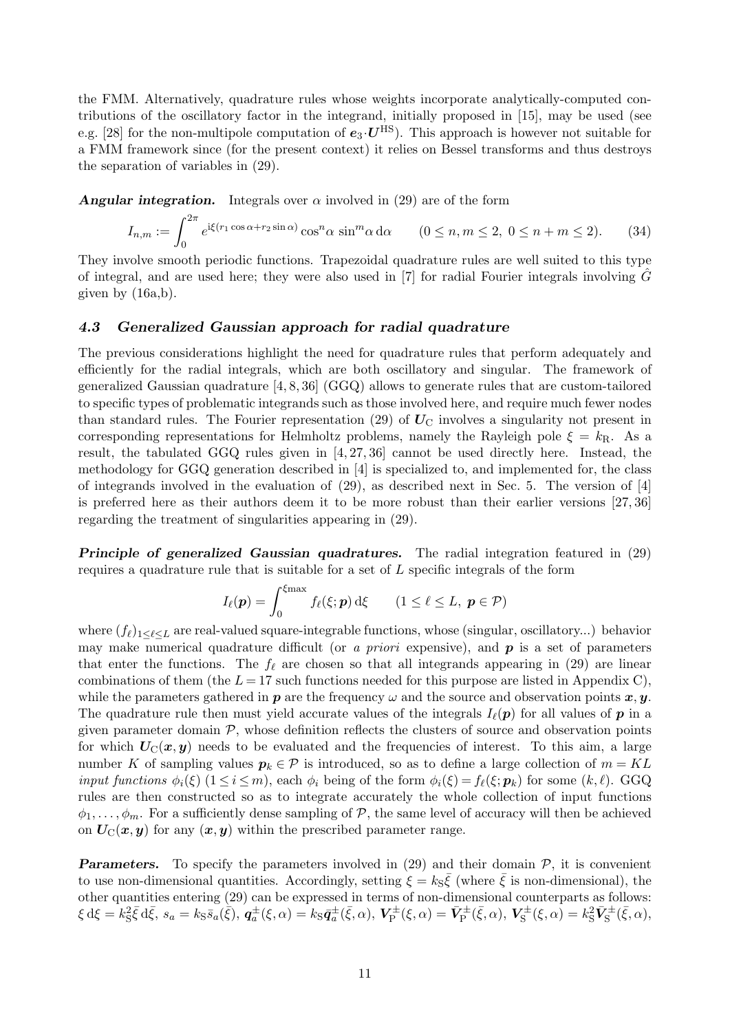the FMM. Alternatively, quadrature rules whose weights incorporate analytically-computed contributions of the oscillatory factor in the integrand, initially proposed in [15], may be used (see e.g. [28] for the non-multipole computation of $\boldsymbol{e}_3\cdot\boldsymbol{U}^{\text{HS}}$). This approach is however not suitable for a FMM framework since (for the present context) it relies on Bessel transforms and thus destroys the separation of variables in (29).

***Angular integration.*** Integrals over $\alpha$ involved in (29) are of the form

$$I_{n,m} := \int_0^{2\pi} e^{\text{i}\xi(r_1\cos\alpha + r_2\sin\alpha)}\cos^n\!\alpha\,\sin^m\!\alpha\,\text{d}\alpha \qquad (0\le n,m\le 2,\ 0\le n+m\le 2). \tag{34}$$

They involve smooth periodic functions. Trapezoidal quadrature rules are well suited to this type of integral, and are used here; they were also used in [7] for radial Fourier integrals involving $\hat{G}$ given by (16a,b).

### 4.3 Generalized Gaussian approach for radial quadrature

The previous considerations highlight the need for quadrature rules that perform adequately and efficiently for the radial integrals, which are both oscillatory and singular. The framework of generalized Gaussian quadrature [4, 8, 36] (GGQ) allows to generate rules that are custom-tailored to specific types of problematic integrands such as those involved here, and require much fewer nodes than standard rules. The Fourier representation (29) of $\boldsymbol{U}_{\text{C}}$ involves a singularity not present in corresponding representations for Helmholtz problems, namely the Rayleigh pole $\xi = k_{\text{R}}$. As a result, the tabulated GGQ rules given in [4, 27, 36] cannot be used directly here. Instead, the methodology for GGQ generation described in [4] is specialized to, and implemented for, the class of integrands involved in the evaluation of (29), as described next in Sec. 5. The version of [4] is preferred here as their authors deem it to be more robust than their earlier versions [27, 36] regarding the treatment of singularities appearing in (29).

***Principle of generalized Gaussian quadratures.*** The radial integration featured in (29) requires a quadrature rule that is suitable for a set of $L$ specific integrals of the form

$$I_\ell(\boldsymbol{p}) = \int_0^{\xi\max} f_\ell(\xi;\boldsymbol{p})\,\text{d}\xi \qquad (1\le\ell\le L,\ \boldsymbol{p}\in\mathcal{P})$$

where $(f_\ell)_{1\le\ell\le L}$ are real-valued square-integrable functions, whose (singular, oscillatory...) behavior may make numerical quadrature difficult (or *a priori* expensive), and $\boldsymbol{p}$ is a set of parameters that enter the functions. The $f_\ell$ are chosen so that all integrands appearing in (29) are linear combinations of them (the $L = 17$ such functions needed for this purpose are listed in Appendix C), while the parameters gathered in $\boldsymbol{p}$ are the frequency $\omega$ and the source and observation points $\boldsymbol{x}, \boldsymbol{y}$. The quadrature rule then must yield accurate values of the integrals $I_\ell(\boldsymbol{p})$ for all values of $\boldsymbol{p}$ in a given parameter domain $\mathcal{P}$, whose definition reflects the clusters of source and observation points for which $\boldsymbol{U}_{\text{C}}(\boldsymbol{x},\boldsymbol{y})$ needs to be evaluated and the frequencies of interest. To this aim, a large number $K$ of sampling values $\boldsymbol{p}_k\in\mathcal{P}$ is introduced, so as to define a large collection of $m = KL$ *input functions* $\phi_i(\xi)$ $(1\le i\le m)$, each $\phi_i$ being of the form $\phi_i(\xi) = f_\ell(\xi;\boldsymbol{p}_k)$ for some $(k,\ell)$. GGQ rules are then constructed so as to integrate accurately the whole collection of input functions $\phi_1,\ldots,\phi_m$. For a sufficiently dense sampling of $\mathcal{P}$, the same level of accuracy will then be achieved on $\boldsymbol{U}_{\text{C}}(\boldsymbol{x},\boldsymbol{y})$ for any $(\boldsymbol{x},\boldsymbol{y})$ within the prescribed parameter range.

***Parameters.*** To specify the parameters involved in (29) and their domain $\mathcal{P}$, it is convenient to use non-dimensional quantities. Accordingly, setting $\xi = k_{\text{S}}\bar{\xi}$ (where $\bar{\xi}$ is non-dimensional), the other quantities entering (29) can be expressed in terms of non-dimensional counterparts as follows: $\xi\,\text{d}\xi = k_{\text{S}}^2\bar{\xi}\,\text{d}\bar{\xi}$, $s_a = k_{\text{S}}\bar{s}_a(\bar{\xi})$, $\boldsymbol{q}_a^{\pm}(\xi,\alpha) = k_{\text{S}}\bar{\boldsymbol{q}}_a^{\pm}(\bar{\xi},\alpha)$, $\boldsymbol{V}_{\text{P}}^{\pm}(\xi,\alpha) = \bar{\boldsymbol{V}}_{\text{P}}^{\pm}(\bar{\xi},\alpha)$, $\boldsymbol{V}_{\text{S}}^{\pm}(\xi,\alpha) = k_{\text{S}}^2\bar{\boldsymbol{V}}_{\text{S}}^{\pm}(\bar{\xi},\alpha)$,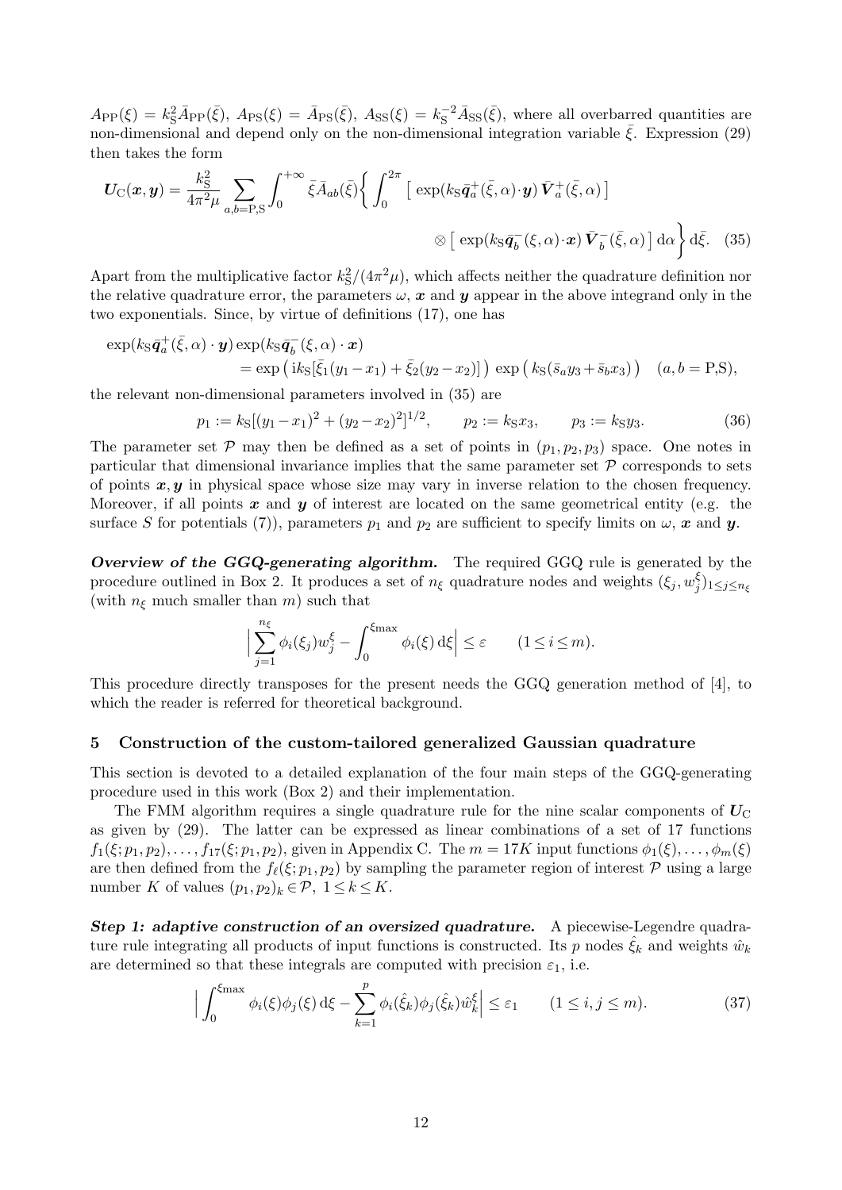$A_{\rm PP}(\xi) = k_{\rm S}^2 \bar{A}_{\rm PP}(\bar{\xi})$, $A_{\rm PS}(\xi) = \bar{A}_{\rm PS}(\bar{\xi})$, $A_{\rm SS}(\xi) = k_{\rm S}^{-2} \bar{A}_{\rm SS}(\bar{\xi})$, where all overbarred quantities are non-dimensional and depend only on the non-dimensional integration variable $\bar{\xi}$. Expression (29) then takes the form

$$
\boldsymbol{U}_{\rm C}(\boldsymbol{x},\boldsymbol{y}) = \frac{k_{\rm S}^2}{4\pi^2\mu} \sum_{a,b={\rm P,S}} \int_0^{+\infty} \bar{\xi} \bar{A}_{ab}(\bar{\xi}) \bigg\{ \int_0^{2\pi} \big[ \exp(k_{\rm S}\bar{\boldsymbol{q}}_a^+(\bar{\xi},\alpha)\cdot\boldsymbol{y})\, \bar{\boldsymbol{V}}_a^+(\bar{\xi},\alpha) \big] \otimes \big[ \exp(k_{\rm S}\bar{\boldsymbol{q}}_b^-(\xi,\alpha)\cdot\boldsymbol{x})\, \bar{\boldsymbol{V}}_b^-(\bar{\xi},\alpha) \big] \,{\rm d}\alpha \bigg\} \,{\rm d}\bar{\xi}. \quad (35)
$$

Apart from the multiplicative factor $k_{\rm S}^2/(4\pi^2\mu)$, which affects neither the quadrature definition nor the relative quadrature error, the parameters $\omega$, $\boldsymbol{x}$ and $\boldsymbol{y}$ appear in the above integrand only in the two exponentials. Since, by virtue of definitions (17), one has

$$
\begin{aligned}
\exp(k_{\rm S}\bar{\boldsymbol{q}}_a^+(\bar{\xi},\alpha)\cdot\boldsymbol{y}) \exp(k_{\rm S}\bar{\boldsymbol{q}}_b^-(\xi,\alpha)\cdot\boldsymbol{x}) \\
= \exp\big( {\rm i}k_{\rm S}[\bar{\xi}_1(y_1-x_1) + \bar{\xi}_2(y_2-x_2)] \big) \exp\big( k_{\rm S}(\bar{s}_a y_3 + \bar{s}_b x_3) \big) \quad (a,b={\rm P,S}),
\end{aligned}
$$

the relevant non-dimensional parameters involved in (35) are

$$
p_1 := k_{\rm S}[(y_1-x_1)^2 + (y_2-x_2)^2]^{1/2}, \qquad p_2 := k_{\rm S}x_3, \qquad p_3 := k_{\rm S}y_3. \quad (36)
$$

The parameter set $\mathcal{P}$ may then be defined as a set of points in $(p_1,p_2,p_3)$ space. One notes in particular that dimensional invariance implies that the same parameter set $\mathcal{P}$ corresponds to sets of points $\boldsymbol{x},\boldsymbol{y}$ in physical space whose size may vary in inverse relation to the chosen frequency. Moreover, if all points $\boldsymbol{x}$ and $\boldsymbol{y}$ of interest are located on the same geometrical entity (e.g. the surface $S$ for potentials (7)), parameters $p_1$ and $p_2$ are sufficient to specify limits on $\omega$, $\boldsymbol{x}$ and $\boldsymbol{y}$.

***Overview of the GGQ-generating algorithm.*** The required GGQ rule is generated by the procedure outlined in Box 2. It produces a set of $n_\xi$ quadrature nodes and weights $(\xi_j, w_j^\xi)_{1\leq j\leq n_\xi}$ (with $n_\xi$ much smaller than $m$) such that

$$
\Big| \sum_{j=1}^{n_\xi} \phi_i(\xi_j) w_j^\xi - \int_0^{\xi_{\max}} \phi_i(\xi)\,{\rm d}\xi \Big| \leq \varepsilon \qquad (1\leq i\leq m).
$$

This procedure directly transposes for the present needs the GGQ generation method of [4], to which the reader is referred for theoretical background.

## 5 Construction of the custom-tailored generalized Gaussian quadrature

This section is devoted to a detailed explanation of the four main steps of the GGQ-generating procedure used in this work (Box 2) and their implementation.

The FMM algorithm requires a single quadrature rule for the nine scalar components of $\boldsymbol{U}_{\rm C}$ as given by (29). The latter can be expressed as linear combinations of a set of 17 functions $f_1(\xi;p_1,p_2),\ldots,f_{17}(\xi;p_1,p_2)$, given in Appendix C. The $m=17K$ input functions $\phi_1(\xi),\ldots,\phi_m(\xi)$ are then defined from the $f_\ell(\xi;p_1,p_2)$ by sampling the parameter region of interest $\mathcal{P}$ using a large number $K$ of values $(p_1,p_2)_k\in\mathcal{P}$, $1\leq k\leq K$.

***Step 1: adaptive construction of an oversized quadrature.*** A piecewise-Legendre quadrature rule integrating all products of input functions is constructed. Its $p$ nodes $\hat{\xi}_k$ and weights $\hat{w}_k$ are determined so that these integrals are computed with precision $\varepsilon_1$, i.e.

$$
\Big| \int_0^{\xi_{\max}} \phi_i(\xi)\phi_j(\xi)\,{\rm d}\xi - \sum_{k=1}^{p} \phi_i(\hat{\xi}_k)\phi_j(\hat{\xi}_k)\hat{w}_k^\xi \Big| \leq \varepsilon_1 \qquad (1\leq i,j\leq m). \quad (37)
$$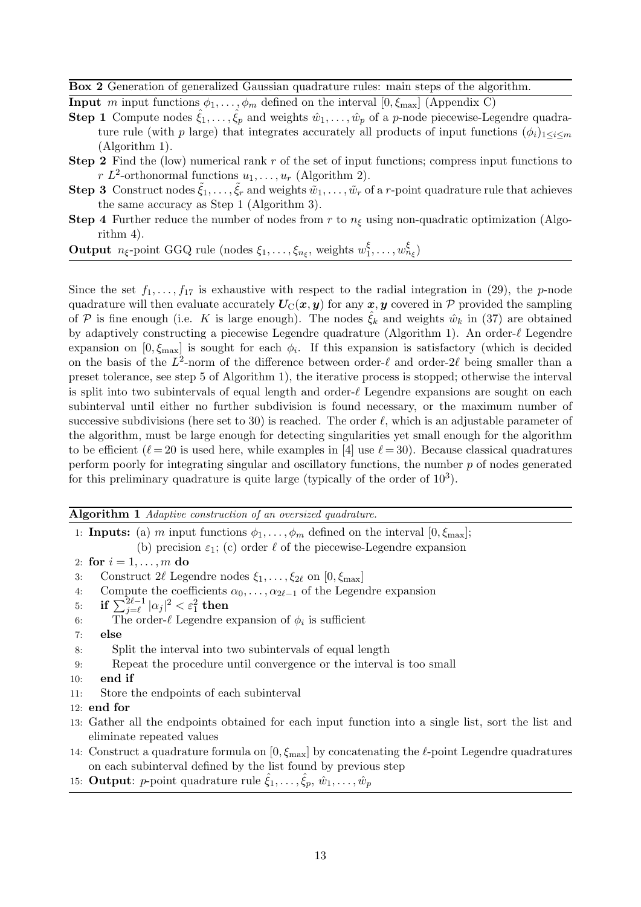**Box 2** Generation of generalized Gaussian quadrature rules: main steps of the algorithm.

**Input** $m$ input functions $\phi_1, \ldots, \phi_m$ defined on the interval $[0, \xi_{\max}]$ (Appendix C)

**Step 1** Compute nodes $\hat{\xi}_1, \ldots, \hat{\xi}_p$ and weights $\hat{w}_1, \ldots, \hat{w}_p$ of a $p$-node piecewise-Legendre quadrature rule (with $p$ large) that integrates accurately all products of input functions $(\phi_i)_{1 \le i \le m}$ (Algorithm 1).

**Step 2** Find the (low) numerical rank $r$ of the set of input functions; compress input functions to $r$ $L^2$-orthonormal functions $u_1, \ldots, u_r$ (Algorithm 2).

**Step 3** Construct nodes $\tilde{\xi}_1, \ldots, \tilde{\xi}_r$ and weights $\tilde{w}_1, \ldots, \tilde{w}_r$ of a $r$-point quadrature rule that achieves the same accuracy as Step 1 (Algorithm 3).

**Step 4** Further reduce the number of nodes from $r$ to $n_\xi$ using non-quadratic optimization (Algorithm 4).

**Output** $n_\xi$-point GGQ rule (nodes $\xi_1, \ldots, \xi_{n_\xi}$, weights $w^\xi_1, \ldots, w^\xi_{n_\xi}$)

Since the set $f_1, \ldots, f_{17}$ is exhaustive with respect to the radial integration in (29), the $p$-node quadrature will then evaluate accurately $\boldsymbol{U}_{\mathrm{C}}(\boldsymbol{x}, \boldsymbol{y})$ for any $\boldsymbol{x}, \boldsymbol{y}$ covered in $\mathcal{P}$ provided the sampling of $\mathcal{P}$ is fine enough (i.e. $K$ is large enough). The nodes $\hat{\xi}_k$ and weights $\hat{w}_k$ in (37) are obtained by adaptively constructing a piecewise Legendre quadrature (Algorithm 1). An order-$\ell$ Legendre expansion on $[0, \xi_{\max}]$ is sought for each $\phi_i$. If this expansion is satisfactory (which is decided on the basis of the $L^2$-norm of the difference between order-$\ell$ and order-$2\ell$ being smaller than a preset tolerance, see step 5 of Algorithm 1), the iterative process is stopped; otherwise the interval is split into two subintervals of equal length and order-$\ell$ Legendre expansions are sought on each subinterval until either no further subdivision is found necessary, or the maximum number of successive subdivisions (here set to 30) is reached. The order $\ell$, which is an adjustable parameter of the algorithm, must be large enough for detecting singularities yet small enough for the algorithm to be efficient ($\ell = 20$ is used here, while examples in [4] use $\ell = 30$). Because classical quadratures perform poorly for integrating singular and oscillatory functions, the number $p$ of nodes generated for this preliminary quadrature is quite large (typically of the order of $10^3$).

**Algorithm 1** *Adaptive construction of an oversized quadrature.*

1: **Inputs:** (a) $m$ input functions $\phi_1, \ldots, \phi_m$ defined on the interval $[0, \xi_{\max}]$;
   (b) precision $\varepsilon_1$; (c) order $\ell$ of the piecewise-Legendre expansion
2: **for** $i = 1, \ldots, m$ **do**
3: Construct $2\ell$ Legendre nodes $\xi_1, \ldots, \xi_{2\ell}$ on $[0, \xi_{\max}]$
4: Compute the coefficients $\alpha_0, \ldots, \alpha_{2\ell-1}$ of the Legendre expansion
5: **if** $\sum_{j=\ell}^{2\ell-1} |\alpha_j|^2 < \varepsilon_1^2$ **then**
6: The order-$\ell$ Legendre expansion of $\phi_i$ is sufficient
7: **else**
8: Split the interval into two subintervals of equal length
9: Repeat the procedure until convergence or the interval is too small
10: **end if**
11: Store the endpoints of each subinterval
12: **end for**
13: Gather all the endpoints obtained for each input function into a single list, sort the list and eliminate repeated values
14: Construct a quadrature formula on $[0, \xi_{\max}]$ by concatenating the $\ell$-point Legendre quadratures on each subinterval defined by the list found by previous step
15: **Output**: $p$-point quadrature rule $\hat{\xi}_1, \ldots, \hat{\xi}_p$, $\hat{w}_1, \ldots, \hat{w}_p$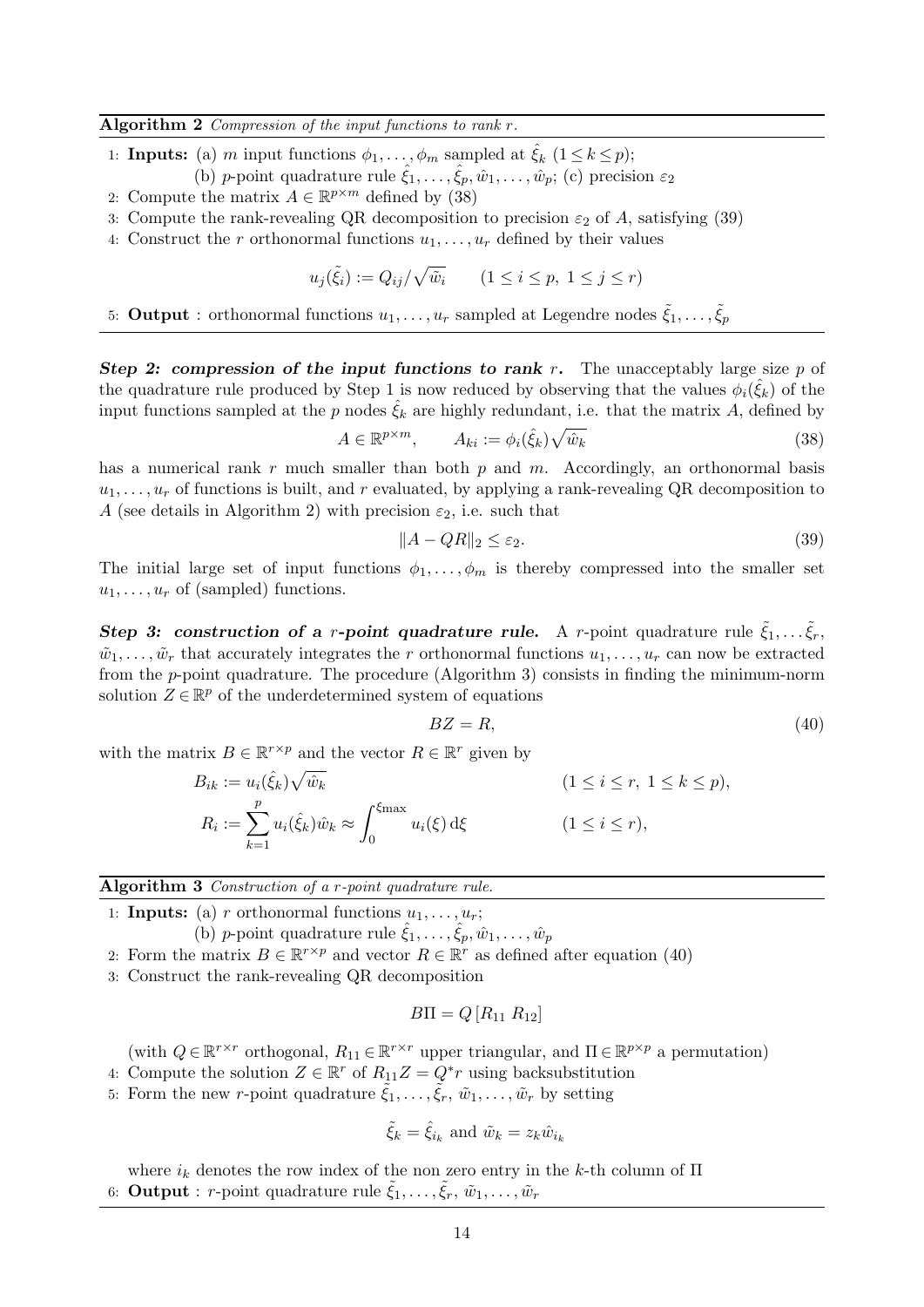**Algorithm 2** *Compression of the input functions to rank $r$.*

1: **Inputs:** (a) $m$ input functions $\phi_1, \dots, \phi_m$ sampled at $\hat{\xi}_k$ $(1 \le k \le p)$;
   (b) $p$-point quadrature rule $\hat{\xi}_1, \dots, \hat{\xi}_p, \hat{w}_1, \dots, \hat{w}_p$; (c) precision $\varepsilon_2$
2: Compute the matrix $A \in \mathbb{R}^{p \times m}$ defined by (38)
3: Compute the rank-revealing QR decomposition to precision $\varepsilon_2$ of $A$, satisfying (39)
4: Construct the $r$ orthonormal functions $u_1, \dots, u_r$ defined by their values

$$u_j(\tilde{\xi}_i) := Q_{ij}/\sqrt{\tilde{w}_i} \qquad (1 \le i \le p,\ 1 \le j \le r)$$

5: **Output** : orthonormal functions $u_1, \dots, u_r$ sampled at Legendre nodes $\tilde{\xi}_1, \dots, \tilde{\xi}_p$

***Step 2: compression of the input functions to rank $r$.*** The unacceptably large size $p$ of the quadrature rule produced by Step 1 is now reduced by observing that the values $\phi_i(\hat{\xi}_k)$ of the input functions sampled at the $p$ nodes $\hat{\xi}_k$ are highly redundant, i.e. that the matrix $A$, defined by

$$A \in \mathbb{R}^{p \times m}, \qquad A_{ki} := \phi_i(\hat{\xi}_k)\sqrt{\hat{w}_k} \tag{38}$$

has a numerical rank $r$ much smaller than both $p$ and $m$. Accordingly, an orthonormal basis $u_1, \dots, u_r$ of functions is built, and $r$ evaluated, by applying a rank-revealing QR decomposition to $A$ (see details in Algorithm 2) with precision $\varepsilon_2$, i.e. such that

$$\|A - QR\|_2 \le \varepsilon_2. \tag{39}$$

The initial large set of input functions $\phi_1, \dots, \phi_m$ is thereby compressed into the smaller set $u_1, \dots, u_r$ of (sampled) functions.

***Step 3: construction of a $r$-point quadrature rule.*** A $r$-point quadrature rule $\tilde{\xi}_1, \dots \tilde{\xi}_r$, $\tilde{w}_1, \dots, \tilde{w}_r$ that accurately integrates the $r$ orthonormal functions $u_1, \dots, u_r$ can now be extracted from the $p$-point quadrature. The procedure (Algorithm 3) consists in finding the minimum-norm solution $Z \in \mathbb{R}^p$ of the underdetermined system of equations

$$BZ = R, \tag{40}$$

with the matrix $B \in \mathbb{R}^{r \times p}$ and the vector $R \in \mathbb{R}^r$ given by

$$B_{ik} := u_i(\hat{\xi}_k)\sqrt{\hat{w}_k} \qquad\qquad (1 \le i \le r,\ 1 \le k \le p),$$

$$R_i := \sum_{k=1}^{p} u_i(\hat{\xi}_k)\hat{w}_k \approx \int_0^{\xi_{\max}} u_i(\xi)\,\mathrm{d}\xi \qquad\qquad (1 \le i \le r),$$

**Algorithm 3** *Construction of a $r$-point quadrature rule.*

1: **Inputs:** (a) $r$ orthonormal functions $u_1, \dots, u_r$;
   (b) $p$-point quadrature rule $\hat{\xi}_1, \dots, \hat{\xi}_p, \hat{w}_1, \dots, \hat{w}_p$
2: Form the matrix $B \in \mathbb{R}^{r \times p}$ and vector $R \in \mathbb{R}^r$ as defined after equation (40)
3: Construct the rank-revealing QR decomposition

$$B\Pi = Q\,[R_{11}\ R_{12}]$$

   (with $Q \in \mathbb{R}^{r \times r}$ orthogonal, $R_{11} \in \mathbb{R}^{r \times r}$ upper triangular, and $\Pi \in \mathbb{R}^{p \times p}$ a permutation)
4: Compute the solution $Z \in \mathbb{R}^r$ of $R_{11}Z = Q^* r$ using backsubstitution
5: Form the new $r$-point quadrature $\tilde{\xi}_1, \dots, \tilde{\xi}_r$, $\tilde{w}_1, \dots, \tilde{w}_r$ by setting

$$\tilde{\xi}_k = \hat{\xi}_{i_k} \text{ and } \tilde{w}_k = z_k \hat{w}_{i_k}$$

   where $i_k$ denotes the row index of the non zero entry in the $k$-th column of $\Pi$
6: **Output** : $r$-point quadrature rule $\tilde{\xi}_1, \dots, \tilde{\xi}_r$, $\tilde{w}_1, \dots, \tilde{w}_r$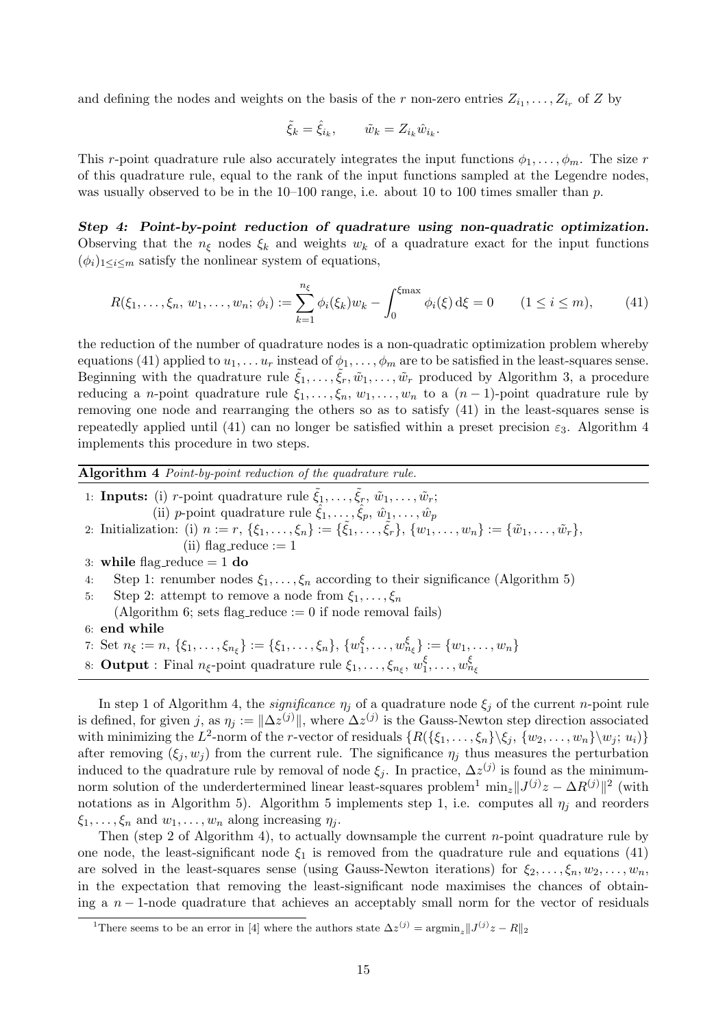and defining the nodes and weights on the basis of the $r$ non-zero entries $Z_{i_1}, \ldots, Z_{i_r}$ of $Z$ by

$$\tilde{\xi}_k = \hat{\xi}_{i_k}, \qquad \tilde{w}_k = Z_{i_k} \hat{w}_{i_k}.$$

This $r$-point quadrature rule also accurately integrates the input functions $\phi_1, \ldots, \phi_m$. The size $r$ of this quadrature rule, equal to the rank of the input functions sampled at the Legendre nodes, was usually observed to be in the 10–100 range, i.e. about 10 to 100 times smaller than $p$.

***Step 4: Point-by-point reduction of quadrature using non-quadratic optimization.*** Observing that the $n_\xi$ nodes $\xi_k$ and weights $w_k$ of a quadrature exact for the input functions $(\phi_i)_{1 \le i \le m}$ satisfy the nonlinear system of equations,

$$R(\xi_1, \ldots, \xi_n,\, w_1, \ldots, w_n;\, \phi_i) := \sum_{k=1}^{n_\xi} \phi_i(\xi_k) w_k - \int_0^{\xi_{\max}} \phi_i(\xi)\, \mathrm{d}\xi = 0 \qquad (1 \le i \le m), \tag{41}$$

the reduction of the number of quadrature nodes is a non-quadratic optimization problem whereby equations (41) applied to $u_1, \ldots u_r$ instead of $\phi_1, \ldots, \phi_m$ are to be satisfied in the least-squares sense. Beginning with the quadrature rule $\tilde{\xi}_1, \ldots, \tilde{\xi}_r, \tilde{w}_1, \ldots, \tilde{w}_r$ produced by Algorithm 3, a procedure reducing a $n$-point quadrature rule $\xi_1, \ldots, \xi_n, w_1, \ldots, w_n$ to a $(n-1)$-point quadrature rule by removing one node and rearranging the others so as to satisfy (41) in the least-squares sense is repeatedly applied until (41) can no longer be satisfied within a preset precision $\varepsilon_3$. Algorithm 4 implements this procedure in two steps.

---

**Algorithm 4** *Point-by-point reduction of the quadrature rule.*

1: **Inputs:** (i) $r$-point quadrature rule $\tilde{\xi}_1, \ldots, \tilde{\xi}_r,\ \tilde{w}_1, \ldots, \tilde{w}_r$;
   (ii) $p$-point quadrature rule $\hat{\xi}_1, \ldots, \hat{\xi}_p,\ \hat{w}_1, \ldots, \hat{w}_p$
2: Initialization: (i) $n := r$, $\{\xi_1, \ldots, \xi_n\} := \{\tilde{\xi}_1, \ldots, \tilde{\xi}_r\}$, $\{w_1, \ldots, w_n\} := \{\tilde{w}_1, \ldots, \tilde{w}_r\}$,
   (ii) flag_reduce := 1
3: **while** flag_reduce = 1 **do**
4:   Step 1: renumber nodes $\xi_1, \ldots, \xi_n$ according to their significance (Algorithm 5)
5:   Step 2: attempt to remove a node from $\xi_1, \ldots, \xi_n$
   (Algorithm 6; sets flag_reduce := 0 if node removal fails)
6: **end while**
7: Set $n_\xi := n$, $\{\xi_1, \ldots, \xi_{n_\xi}\} := \{\xi_1, \ldots, \xi_n\}$, $\{w^\xi_1, \ldots, w^\xi_{n_\xi}\} := \{w_1, \ldots, w_n\}$
8: **Output** : Final $n_\xi$-point quadrature rule $\xi_1, \ldots, \xi_{n_\xi},\ w^\xi_1, \ldots, w^\xi_{n_\xi}$

---

In step 1 of Algorithm 4, the *significance* $\eta_j$ of a quadrature node $\xi_j$ of the current $n$-point rule is defined, for given $j$, as $\eta_j := \|\Delta z^{(j)}\|$, where $\Delta z^{(j)}$ is the Gauss-Newton step direction associated with minimizing the $L^2$-norm of the $r$-vector of residuals $\{R(\{\xi_1, \ldots, \xi_n\} \backslash \xi_j,\ \{w_2, \ldots, w_n\} \backslash w_j;\ u_i)\}$ after removing $(\xi_j, w_j)$ from the current rule. The significance $\eta_j$ thus measures the perturbation induced to the quadrature rule by removal of node $\xi_j$. In practice, $\Delta z^{(j)}$ is found as the minimum-norm solution of the underdertermined linear least-squares problem[1] $\min_z \|J^{(j)} z - \Delta R^{(j)}\|^2$ (with notations as in Algorithm 5). Algorithm 5 implements step 1, i.e. computes all $\eta_j$ and reorders $\xi_1, \ldots, \xi_n$ and $w_1, \ldots, w_n$ along increasing $\eta_j$.

Then (step 2 of Algorithm 4), to actually downsample the current $n$-point quadrature rule by one node, the least-significant node $\xi_1$ is removed from the quadrature rule and equations (41) are solved in the least-squares sense (using Gauss-Newton iterations) for $\xi_2, \ldots, \xi_n, w_2, \ldots, w_n$, in the expectation that removing the least-significant node maximises the chances of obtaining a $n-1$-node quadrature that achieves an acceptably small norm for the vector of residuals

[1] There seems to be an error in [4] where the authors state $\Delta z^{(j)} = \mathrm{argmin}_z \|J^{(j)} z - R\|_2$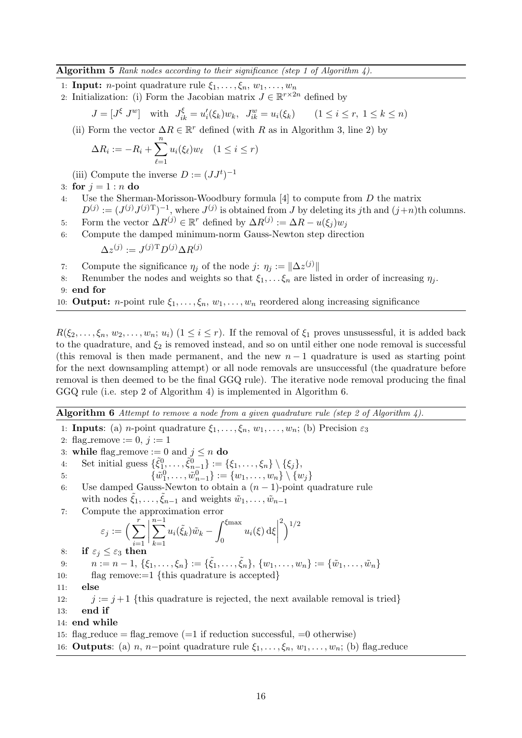**Algorithm 5** *Rank nodes according to their significance (step 1 of Algorithm 4).*

1: **Input:** $n$-point quadrature rule $\xi_1, \ldots, \xi_n$, $w_1, \ldots, w_n$

2: Initialization: (i) Form the Jacobian matrix $J \in \mathbb{R}^{r \times 2n}$ defined by

$$J = [J^\xi \; J^w] \quad \text{with} \quad J^\xi_{ik} = u_i'(\xi_k) w_k, \;\; J^w_{ik} = u_i(\xi_k) \qquad (1 \le i \le r, \; 1 \le k \le n)$$

(ii) Form the vector $\Delta R \in \mathbb{R}^r$ defined (with $R$ as in Algorithm 3, line 2) by

$$\Delta R_i := -R_i + \sum_{\ell=1}^{n} u_i(\xi_\ell) w_\ell \quad (1 \le i \le r)$$

(iii) Compute the inverse $D := (JJ^t)^{-1}$

3: **for** $j = 1 : n$ **do**

4: Use the Sherman-Morisson-Woodbury formula [4] to compute from $D$ the matrix $D^{(j)} := (J^{(j)} J^{(j)\mathrm{T}})^{-1}$, where $J^{(j)}$ is obtained from $J$ by deleting its $j$th and $(j+n)$th columns.

5: Form the vector $\Delta R^{(j)} \in \mathbb{R}^r$ defined by $\Delta R^{(j)} := \Delta R - u(\xi_j) w_j$

6: Compute the damped minimum-norm Gauss-Newton step direction

$$\Delta z^{(j)} := J^{(j)\mathrm{T}} D^{(j)} \Delta R^{(j)}$$

7: Compute the significance $\eta_j$ of the node $j$: $\eta_j := \|\Delta z^{(j)}\|$

8: Renumber the nodes and weights so that $\xi_1, \ldots \xi_n$ are listed in order of increasing $\eta_j$.

9: **end for**

10: **Output:** $n$-point rule $\xi_1, \ldots, \xi_n$, $w_1, \ldots, w_n$ reordered along increasing significance

$R(\xi_2, \ldots, \xi_n, w_2, \ldots, w_n; u_i)$ $(1 \le i \le r)$. If the removal of $\xi_1$ proves unsussessful, it is added back to the quadrature, and $\xi_2$ is removed instead, and so on until either one node removal is successful (this removal is then made permanent, and the new $n-1$ quadrature is used as starting point for the next downsampling attempt) or all node removals are unsuccessful (the quadrature before removal is then deemed to be the final GGQ rule). The iterative node removal producing the final GGQ rule (i.e. step 2 of Algorithm 4) is implemented in Algorithm 6.

**Algorithm 6** *Attempt to remove a node from a given quadrature rule (step 2 of Algorithm 4).*

1: **Inputs**: (a) $n$-point quadrature $\xi_1, \ldots, \xi_n$, $w_1, \ldots, w_n$; (b) Precision $\varepsilon_3$

2: flag_remove $:= 0$, $j := 1$

3: **while** flag_remove $:= 0$ and $j \le n$ **do**

4: Set initial guess $\{\tilde{\xi}^0_1, \ldots, \tilde{\xi}^0_{n-1}\} := \{\xi_1, \ldots, \xi_n\} \setminus \{\xi_j\}$,

5: $\{\tilde{w}^0_1, \ldots, \tilde{w}^0_{n-1}\} := \{w_1, \ldots, w_n\} \setminus \{w_j\}$

6: Use damped Gauss-Newton to obtain a $(n-1)$-point quadrature rule with nodes $\tilde{\xi}_1, \ldots, \tilde{\xi}_{n-1}$ and weights $\tilde{w}_1, \ldots, \tilde{w}_{n-1}$

7: Compute the approximation error

$$\varepsilon_j := \Big( \sum_{i=1}^{r} \Big| \sum_{k=1}^{n-1} u_i(\tilde{\xi}_k) \tilde{w}_k - \int_0^{\xi_{\max}} u_i(\xi) \, \mathrm{d}\xi \Big|^2 \Big)^{1/2}$$

8: **if** $\varepsilon_j \le \varepsilon_3$ **then**

9: $n := n-1$, $\{\xi_1, \ldots, \xi_n\} := \{\tilde{\xi}_1, \ldots, \tilde{\xi}_n\}$, $\{w_1, \ldots, w_n\} := \{\tilde{w}_1, \ldots, \tilde{w}_n\}$

10: flag remove:=1 {this quadrature is accepted}

11: **else**

12: $j := j+1$ {this quadrature is rejected, the next available removal is tried}

13: **end if**

14: **end while**

15: flag_reduce = flag_remove (=1 if reduction successful, =0 otherwise)

16: **Outputs**: (a) $n$, $n-$point quadrature rule $\xi_1, \ldots, \xi_n$, $w_1, \ldots, w_n$; (b) flag_reduce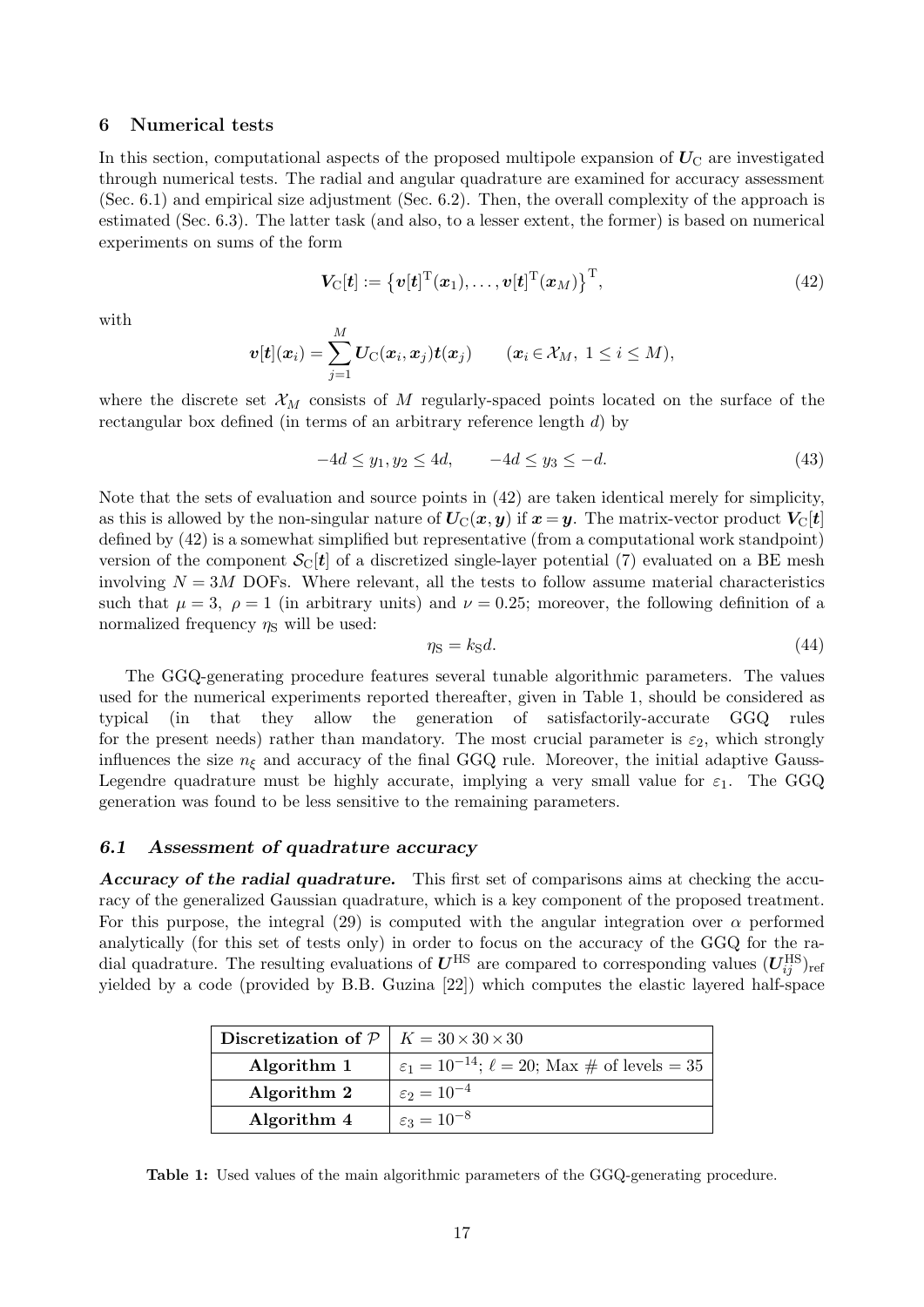## 6 Numerical tests

In this section, computational aspects of the proposed multipole expansion of $\boldsymbol{U}_\text{C}$ are investigated through numerical tests. The radial and angular quadrature are examined for accuracy assessment (Sec. 6.1) and empirical size adjustment (Sec. 6.2). Then, the overall complexity of the approach is estimated (Sec. 6.3). The latter task (and also, to a lesser extent, the former) is based on numerical experiments on sums of the form

$$
\boldsymbol{V}_\text{C}[\boldsymbol{t}] := \big\{ \boldsymbol{v}[\boldsymbol{t}]^\text{T}(\boldsymbol{x}_1), \ldots, \boldsymbol{v}[\boldsymbol{t}]^\text{T}(\boldsymbol{x}_M) \big\}^\text{T}, \tag{42}
$$

with

$$
\boldsymbol{v}[\boldsymbol{t}](\boldsymbol{x}_i) = \sum_{j=1}^{M} \boldsymbol{U}_\text{C}(\boldsymbol{x}_i, \boldsymbol{x}_j)\boldsymbol{t}(\boldsymbol{x}_j) \qquad (\boldsymbol{x}_i \in \mathcal{X}_M,\ 1 \le i \le M),
$$

where the discrete set $\mathcal{X}_M$ consists of $M$ regularly-spaced points located on the surface of the rectangular box defined (in terms of an arbitrary reference length $d$) by

$$
-4d \le y_1, y_2 \le 4d, \qquad -4d \le y_3 \le -d. \tag{43}
$$

Note that the sets of evaluation and source points in (42) are taken identical merely for simplicity, as this is allowed by the non-singular nature of $\boldsymbol{U}_\text{C}(\boldsymbol{x}, \boldsymbol{y})$ if $\boldsymbol{x} = \boldsymbol{y}$. The matrix-vector product $\boldsymbol{V}_\text{C}[\boldsymbol{t}]$ defined by (42) is a somewhat simplified but representative (from a computational work standpoint) version of the component $\mathcal{S}_\text{C}[\boldsymbol{t}]$ of a discretized single-layer potential (7) evaluated on a BE mesh involving $N = 3M$ DOFs. Where relevant, all the tests to follow assume material characteristics such that $\mu = 3,\ \rho = 1$ (in arbitrary units) and $\nu = 0.25$; moreover, the following definition of a normalized frequency $\eta_\text{S}$ will be used:

$$
\eta_\text{S} = k_\text{S} d. \tag{44}
$$

The GGQ-generating procedure features several tunable algorithmic parameters. The values used for the numerical experiments reported thereafter, given in Table 1, should be considered as typical (in that they allow the generation of satisfactorily-accurate GGQ rules for the present needs) rather than mandatory. The most crucial parameter is $\varepsilon_2$, which strongly influences the size $n_\xi$ and accuracy of the final GGQ rule. Moreover, the initial adaptive Gauss-Legendre quadrature must be highly accurate, implying a very small value for $\varepsilon_1$. The GGQ generation was found to be less sensitive to the remaining parameters.

### *6.1 Assessment of quadrature accuracy*

***Accuracy of the radial quadrature.*** This first set of comparisons aims at checking the accuracy of the generalized Gaussian quadrature, which is a key component of the proposed treatment. For this purpose, the integral (29) is computed with the angular integration over $\alpha$ performed analytically (for this set of tests only) in order to focus on the accuracy of the GGQ for the radial quadrature. The resulting evaluations of $\boldsymbol{U}^\text{HS}$ are compared to corresponding values $(\boldsymbol{U}^\text{HS}_{ij})_\text{ref}$ yielded by a code (provided by B.B. Guzina [22]) which computes the elastic layered half-space

| **Discretization of $\mathcal{P}$** | $K = 30 \times 30 \times 30$ |
|---|---|
| **Algorithm 1** | $\varepsilon_1 = 10^{-14}$; $\ell = 20$; Max # of levels = 35 |
| **Algorithm 2** | $\varepsilon_2 = 10^{-4}$ |
| **Algorithm 4** | $\varepsilon_3 = 10^{-8}$ |

**Table 1:** Used values of the main algorithmic parameters of the GGQ-generating procedure.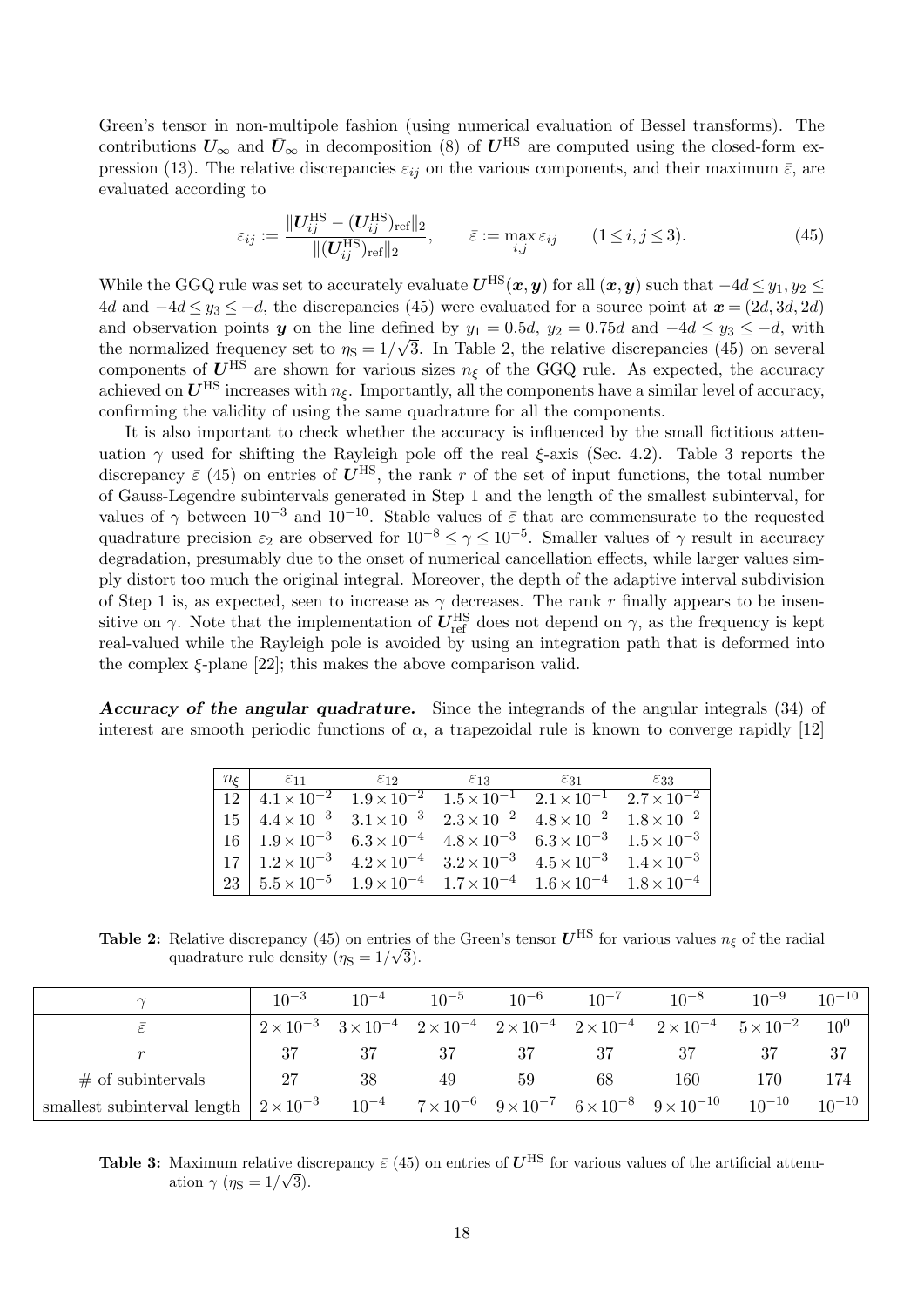Green's tensor in non-multipole fashion (using numerical evaluation of Bessel transforms). The contributions $\boldsymbol{U}_\infty$ and $\bar{\boldsymbol{U}}_\infty$ in decomposition (8) of $\boldsymbol{U}^{\text{HS}}$ are computed using the closed-form expression (13). The relative discrepancies $\varepsilon_{ij}$ on the various components, and their maximum $\bar{\varepsilon}$, are evaluated according to

$$\varepsilon_{ij} := \frac{\|\boldsymbol{U}_{ij}^{\text{HS}} - (\boldsymbol{U}_{ij}^{\text{HS}})_{\text{ref}}\|_2}{\|(\boldsymbol{U}_{ij}^{\text{HS}})_{\text{ref}}\|_2}, \qquad \bar{\varepsilon} := \max_{i,j} \varepsilon_{ij} \qquad (1 \leq i, j \leq 3). \tag{45}$$

While the GGQ rule was set to accurately evaluate $\boldsymbol{U}^{\text{HS}}(\boldsymbol{x}, \boldsymbol{y})$ for all $(\boldsymbol{x}, \boldsymbol{y})$ such that $-4d \leq y_1, y_2 \leq 4d$ and $-4d \leq y_3 \leq -d$, the discrepancies (45) were evaluated for a source point at $\boldsymbol{x} = (2d, 3d, 2d)$ and observation points $\boldsymbol{y}$ on the line defined by $y_1 = 0.5d$, $y_2 = 0.75d$ and $-4d \leq y_3 \leq -d$, with the normalized frequency set to $\eta_{\text{S}} = 1/\sqrt{3}$. In Table 2, the relative discrepancies (45) on several components of $\boldsymbol{U}^{\text{HS}}$ are shown for various sizes $n_\xi$ of the GGQ rule. As expected, the accuracy achieved on $\boldsymbol{U}^{\text{HS}}$ increases with $n_\xi$. Importantly, all the components have a similar level of accuracy, confirming the validity of using the same quadrature for all the components.

It is also important to check whether the accuracy is influenced by the small fictitious attenuation $\gamma$ used for shifting the Rayleigh pole off the real $\xi$-axis (Sec. 4.2). Table 3 reports the discrepancy $\bar{\varepsilon}$ (45) on entries of $\boldsymbol{U}^{\text{HS}}$, the rank $r$ of the set of input functions, the total number of Gauss-Legendre subintervals generated in Step 1 and the length of the smallest subinterval, for values of $\gamma$ between $10^{-3}$ and $10^{-10}$. Stable values of $\bar{\varepsilon}$ that are commensurate to the requested quadrature precision $\varepsilon_2$ are observed for $10^{-8} \leq \gamma \leq 10^{-5}$. Smaller values of $\gamma$ result in accuracy degradation, presumably due to the onset of numerical cancellation effects, while larger values simply distort too much the original integral. Moreover, the depth of the adaptive interval subdivision of Step 1 is, as expected, seen to increase as $\gamma$ decreases. The rank $r$ finally appears to be insensitive on $\gamma$. Note that the implementation of $\boldsymbol{U}_{\text{ref}}^{\text{HS}}$ does not depend on $\gamma$, as the frequency is kept real-valued while the Rayleigh pole is avoided by using an integration path that is deformed into the complex $\xi$-plane [22]; this makes the above comparison valid.

***Accuracy of the angular quadrature.*** Since the integrands of the angular integrals (34) of interest are smooth periodic functions of $\alpha$, a trapezoidal rule is known to converge rapidly [12]

| $n_\xi$ | $\varepsilon_{11}$ | $\varepsilon_{12}$ | $\varepsilon_{13}$ | $\varepsilon_{31}$ | $\varepsilon_{33}$ |
|---|---|---|---|---|---|
| 12 | $4.1\times10^{-2}$ | $1.9\times10^{-2}$ | $1.5\times10^{-1}$ | $2.1\times10^{-1}$ | $2.7\times10^{-2}$ |
| 15 | $4.4\times10^{-3}$ | $3.1\times10^{-3}$ | $2.3\times10^{-2}$ | $4.8\times10^{-2}$ | $1.8\times10^{-2}$ |
| 16 | $1.9\times10^{-3}$ | $6.3\times10^{-4}$ | $4.8\times10^{-3}$ | $6.3\times10^{-3}$ | $1.5\times10^{-3}$ |
| 17 | $1.2\times10^{-3}$ | $4.2\times10^{-4}$ | $3.2\times10^{-3}$ | $4.5\times10^{-3}$ | $1.4\times10^{-3}$ |
| 23 | $5.5\times10^{-5}$ | $1.9\times10^{-4}$ | $1.7\times10^{-4}$ | $1.6\times10^{-4}$ | $1.8\times10^{-4}$ |

**Table 2:** Relative discrepancy (45) on entries of the Green's tensor $\boldsymbol{U}^{\text{HS}}$ for various values $n_\xi$ of the radial quadrature rule density ($\eta_{\text{S}} = 1/\sqrt{3}$).

| $\gamma$ | $10^{-3}$ | $10^{-4}$ | $10^{-5}$ | $10^{-6}$ | $10^{-7}$ | $10^{-8}$ | $10^{-9}$ | $10^{-10}$ |
|---|---|---|---|---|---|---|---|---|
| $\bar{\varepsilon}$ | $2\times10^{-3}$ | $3\times10^{-4}$ | $2\times10^{-4}$ | $2\times10^{-4}$ | $2\times10^{-4}$ | $2\times10^{-4}$ | $5\times10^{-2}$ | $10^{0}$ |
| $r$ | 37 | 37 | 37 | 37 | 37 | 37 | 37 | 37 |
| # of subintervals | 27 | 38 | 49 | 59 | 68 | 160 | 170 | 174 |
| smallest subinterval length | $2\times10^{-3}$ | $10^{-4}$ | $7\times10^{-6}$ | $9\times10^{-7}$ | $6\times10^{-8}$ | $9\times10^{-10}$ | $10^{-10}$ | $10^{-10}$ |

**Table 3:** Maximum relative discrepancy $\bar{\varepsilon}$ (45) on entries of $\boldsymbol{U}^{\text{HS}}$ for various values of the artificial attenuation $\gamma$ ($\eta_{\text{S}} = 1/\sqrt{3}$).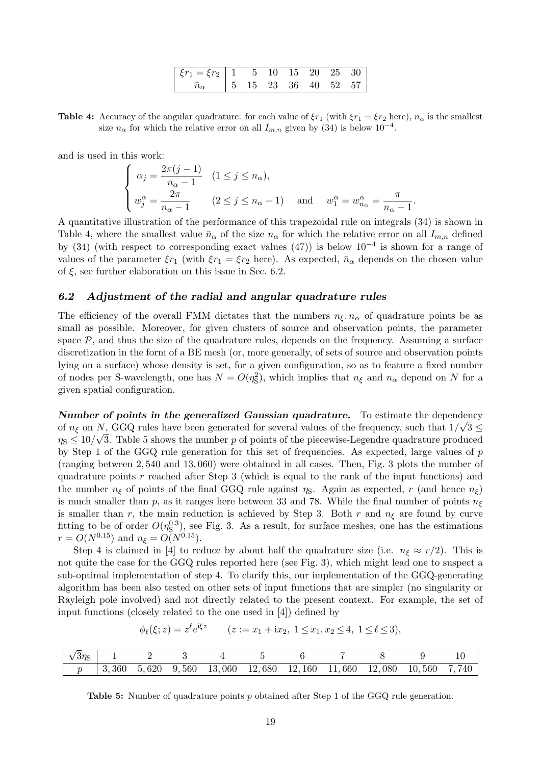| $\xi r_1 = \xi r_2$ | 1 | 5 | 10 | 15 | 20 | 25 | 30 |
|---|---|---|---|---|---|---|---|
| $\bar{n}_\alpha$ | 5 | 15 | 23 | 36 | 40 | 52 | 57 |

**Table 4:** Accuracy of the angular quadrature: for each value of $\xi r_1$ (with $\xi r_1 = \xi r_2$ here), $\bar{n}_\alpha$ is the smallest size $n_\alpha$ for which the relative error on all $I_{m,n}$ given by (34) is below $10^{-4}$.

and is used in this work:

$$\begin{cases} \alpha_j = \dfrac{2\pi(j-1)}{n_\alpha - 1} \quad (1 \leq j \leq n_\alpha), \\ w^\alpha_j = \dfrac{2\pi}{n_\alpha - 1} \qquad (2 \leq j \leq n_\alpha - 1) \quad \text{and} \quad w^\alpha_1 = w^\alpha_{n_\alpha} = \dfrac{\pi}{n_\alpha - 1}. \end{cases}$$

A quantitative illustration of the performance of this trapezoidal rule on integrals (34) is shown in Table 4, where the smallest value $\bar{n}_\alpha$ of the size $n_\alpha$ for which the relative error on all $I_{m,n}$ defined by (34) (with respect to corresponding exact values (47)) is below $10^{-4}$ is shown for a range of values of the parameter $\xi r_1$ (with $\xi r_1 = \xi r_2$ here). As expected, $\bar{n}_\alpha$ depends on the chosen value of $\xi$, see further elaboration on this issue in Sec. 6.2.

### 6.2 Adjustment of the radial and angular quadrature rules

The efficiency of the overall FMM dictates that the numbers $n_\xi . n_\alpha$ of quadrature points be as small as possible. Moreover, for given clusters of source and observation points, the parameter space $\mathcal{P}$, and thus the size of the quadrature rules, depends on the frequency. Assuming a surface discretization in the form of a BE mesh (or, more generally, of sets of source and observation points lying on a surface) whose density is set, for a given configuration, so as to feature a fixed number of nodes per S-wavelength, one has $N = O(\eta_S^2)$, which implies that $n_\xi$ and $n_\alpha$ depend on $N$ for a given spatial configuration.

***Number of points in the generalized Gaussian quadrature.*** To estimate the dependency of $n_\xi$ on $N$, GGQ rules have been generated for several values of the frequency, such that $1/\sqrt{3} \leq \eta_S \leq 10/\sqrt{3}$. Table 5 shows the number $p$ of points of the piecewise-Legendre quadrature produced by Step 1 of the GGQ rule generation for this set of frequencies. As expected, large values of $p$ (ranging between 2,540 and 13,060) were obtained in all cases. Then, Fig. 3 plots the number of quadrature points $r$ reached after Step 3 (which is equal to the rank of the input functions) and the number $n_\xi$ of points of the final GGQ rule against $\eta_S$. Again as expected, $r$ (and hence $n_\xi$) is much smaller than $p$, as it ranges here between 33 and 78. While the final number of points $n_\xi$ is smaller than $r$, the main reduction is achieved by Step 3. Both $r$ and $n_\xi$ are found by curve fitting to be of order $O(\eta_S^{0.3})$, see Fig. 3. As a result, for surface meshes, one has the estimations $r = O(N^{0.15})$ and $n_\xi = O(N^{0.15})$.

Step 4 is claimed in [4] to reduce by about half the quadrature size (i.e. $n_\xi \approx r/2$). This is not quite the case for the GGQ rules reported here (see Fig. 3), which might lead one to suspect a sub-optimal implementation of step 4. To clarify this, our implementation of the GGQ-generating algorithm has been also tested on other sets of input functions that are simpler (no singularity or Rayleigh pole involved) and not directly related to the present context. For example, the set of input functions (closely related to the one used in [4]) defined by

$$\phi_\ell(\xi; z) = z^\ell e^{\mathrm{i}\xi z} \qquad (z := x_1 + \mathrm{i}x_2,\ 1 \leq x_1, x_2 \leq 4,\ 1 \leq \ell \leq 3),$$

| $\sqrt{3}\eta_S$ | 1 | 2 | 3 | 4 | 5 | 6 | 7 | 8 | 9 | 10 |
|---|---|---|---|---|---|---|---|---|---|---|
| $p$ | 3,360 | 5,620 | 9,560 | 13,060 | 12,680 | 12,160 | 11,660 | 12,080 | 10,560 | 7,740 |

**Table 5:** Number of quadrature points $p$ obtained after Step 1 of the GGQ rule generation.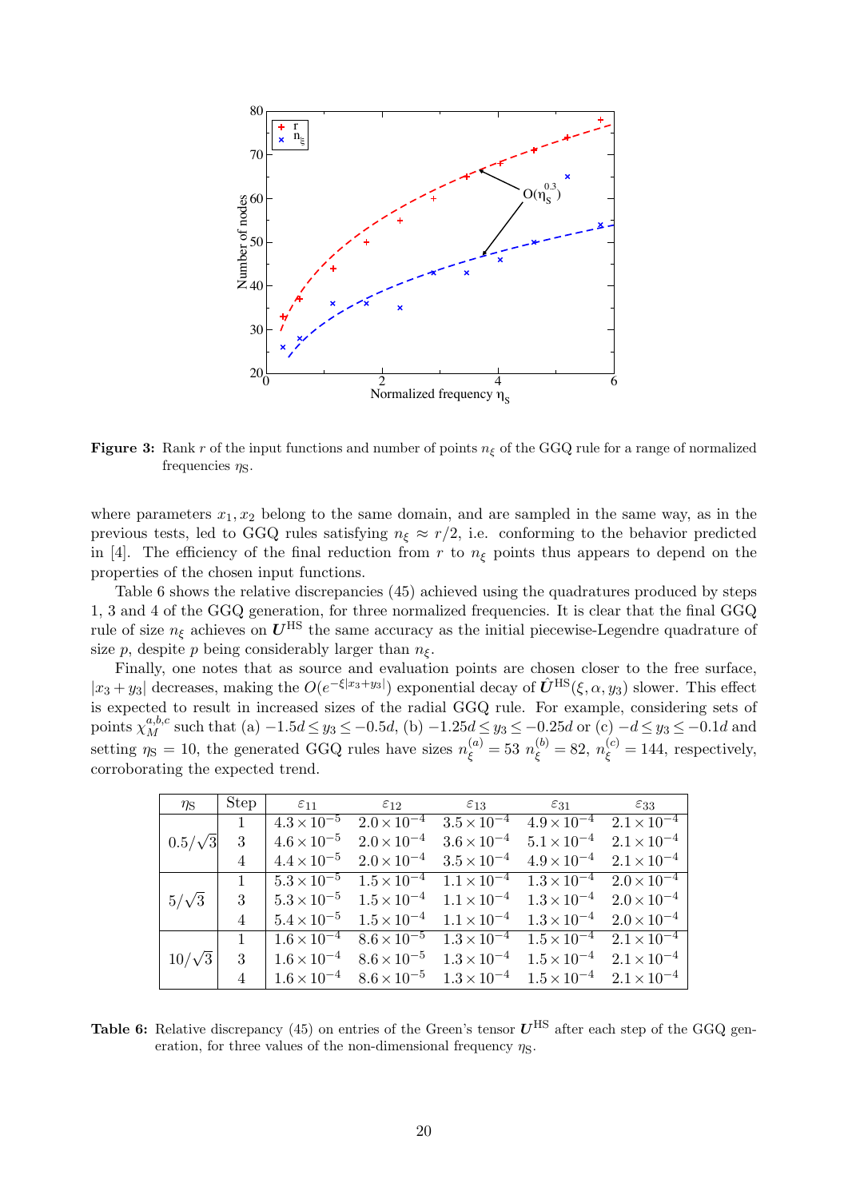**Figure 3:** Rank $r$ of the input functions and number of points $n_\xi$ of the GGQ rule for a range of normalized frequencies $\eta_S$.

where parameters $x_1, x_2$ belong to the same domain, and are sampled in the same way, as in the previous tests, led to GGQ rules satisfying $n_\xi \approx r/2$, i.e. conforming to the behavior predicted in [4]. The efficiency of the final reduction from $r$ to $n_\xi$ points thus appears to depend on the properties of the chosen input functions.

Table 6 shows the relative discrepancies (45) achieved using the quadratures produced by steps 1, 3 and 4 of the GGQ generation, for three normalized frequencies. It is clear that the final GGQ rule of size $n_\xi$ achieves on $\boldsymbol{U}^{\text{HS}}$ the same accuracy as the initial piecewise-Legendre quadrature of size $p$, despite $p$ being considerably larger than $n_\xi$.

Finally, one notes that as source and evaluation points are chosen closer to the free surface, $|x_3 + y_3|$ decreases, making the $O(e^{-\xi|x_3+y_3|})$ exponential decay of $\hat{\boldsymbol{U}}^{\text{HS}}(\xi, \alpha, y_3)$ slower. This effect is expected to result in increased sizes of the radial GGQ rule. For example, considering sets of points $\chi_M^{a,b,c}$ such that (a) $-1.5d \leq y_3 \leq -0.5d$, (b) $-1.25d \leq y_3 \leq -0.25d$ or (c) $-d \leq y_3 \leq -0.1d$ and setting $\eta_S = 10$, the generated GGQ rules have sizes $n_\xi^{(a)} = 53$ $n_\xi^{(b)} = 82$, $n_\xi^{(c)} = 144$, respectively, corroborating the expected trend.

| $\eta_S$ | Step | $\varepsilon_{11}$ | $\varepsilon_{12}$ | $\varepsilon_{13}$ | $\varepsilon_{31}$ | $\varepsilon_{33}$ |
|---|---|---|---|---|---|---|
| $0.5/\sqrt{3}$ | 1 | $4.3\times10^{-5}$ | $2.0\times10^{-4}$ | $3.5\times10^{-4}$ | $4.9\times10^{-4}$ | $2.1\times10^{-4}$ |
| | 3 | $4.6\times10^{-5}$ | $2.0\times10^{-4}$ | $3.6\times10^{-4}$ | $5.1\times10^{-4}$ | $2.1\times10^{-4}$ |
| | 4 | $4.4\times10^{-5}$ | $2.0\times10^{-4}$ | $3.5\times10^{-4}$ | $4.9\times10^{-4}$ | $2.1\times10^{-4}$ |
| $5/\sqrt{3}$ | 1 | $5.3\times10^{-5}$ | $1.5\times10^{-4}$ | $1.1\times10^{-4}$ | $1.3\times10^{-4}$ | $2.0\times10^{-4}$ |
| | 3 | $5.3\times10^{-5}$ | $1.5\times10^{-4}$ | $1.1\times10^{-4}$ | $1.3\times10^{-4}$ | $2.0\times10^{-4}$ |
| | 4 | $5.4\times10^{-5}$ | $1.5\times10^{-4}$ | $1.1\times10^{-4}$ | $1.3\times10^{-4}$ | $2.0\times10^{-4}$ |
| $10/\sqrt{3}$ | 1 | $1.6\times10^{-4}$ | $8.6\times10^{-5}$ | $1.3\times10^{-4}$ | $1.5\times10^{-4}$ | $2.1\times10^{-4}$ |
| | 3 | $1.6\times10^{-4}$ | $8.6\times10^{-5}$ | $1.3\times10^{-4}$ | $1.5\times10^{-4}$ | $2.1\times10^{-4}$ |
| | 4 | $1.6\times10^{-4}$ | $8.6\times10^{-5}$ | $1.3\times10^{-4}$ | $1.5\times10^{-4}$ | $2.1\times10^{-4}$ |

**Table 6:** Relative discrepancy (45) on entries of the Green's tensor $\boldsymbol{U}^{\text{HS}}$ after each step of the GGQ generation, for three values of the non-dimensional frequency $\eta_S$.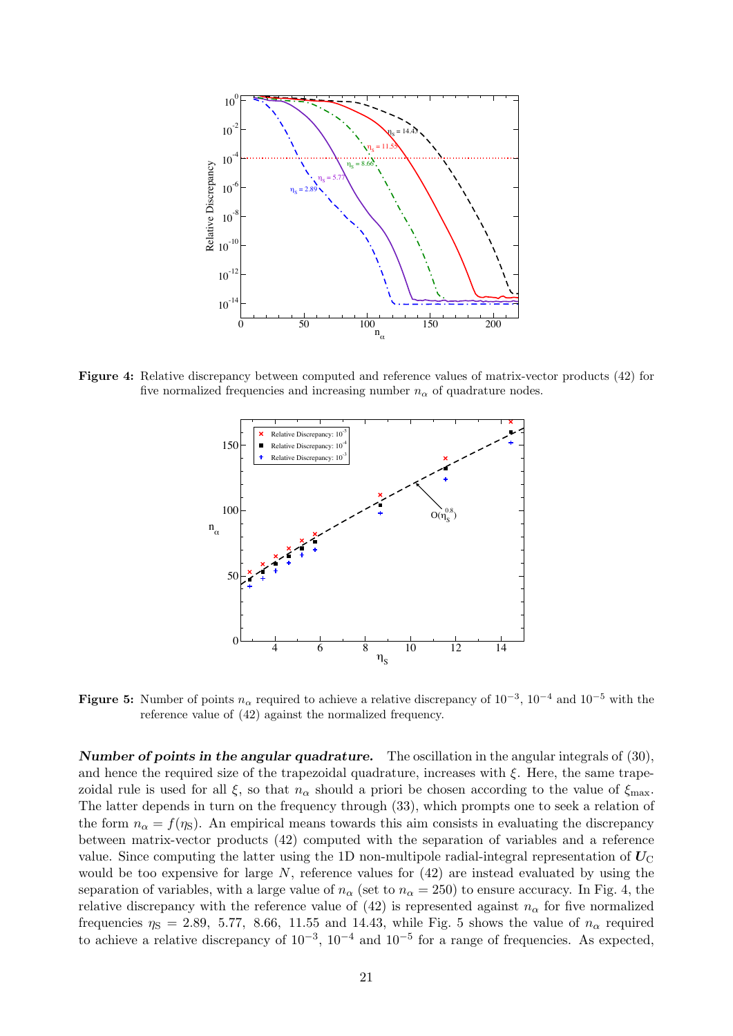**Figure 4:** Relative discrepancy between computed and reference values of matrix-vector products (42) for five normalized frequencies and increasing number $n_\alpha$ of quadrature nodes.

**Figure 5:** Number of points $n_\alpha$ required to achieve a relative discrepancy of $10^{-3}$, $10^{-4}$ and $10^{-5}$ with the reference value of (42) against the normalized frequency.

***Number of points in the angular quadrature.*** The oscillation in the angular integrals of (30), and hence the required size of the trapezoidal quadrature, increases with $\xi$. Here, the same trapezoidal rule is used for all $\xi$, so that $n_\alpha$ should a priori be chosen according to the value of $\xi_{\max}$. The latter depends in turn on the frequency through (33), which prompts one to seek a relation of the form $n_\alpha = f(\eta_S)$. An empirical means towards this aim consists in evaluating the discrepancy between matrix-vector products (42) computed with the separation of variables and a reference value. Since computing the latter using the 1D non-multipole radial-integral representation of $\boldsymbol{U}_C$ would be too expensive for large $N$, reference values for (42) are instead evaluated by using the separation of variables, with a large value of $n_\alpha$ (set to $n_\alpha = 250$) to ensure accuracy. In Fig. 4, the relative discrepancy with the reference value of (42) is represented against $n_\alpha$ for five normalized frequencies $\eta_S = 2.89$, $5.77$, $8.66$, $11.55$ and $14.43$, while Fig. 5 shows the value of $n_\alpha$ required to achieve a relative discrepancy of $10^{-3}$, $10^{-4}$ and $10^{-5}$ for a range of frequencies. As expected,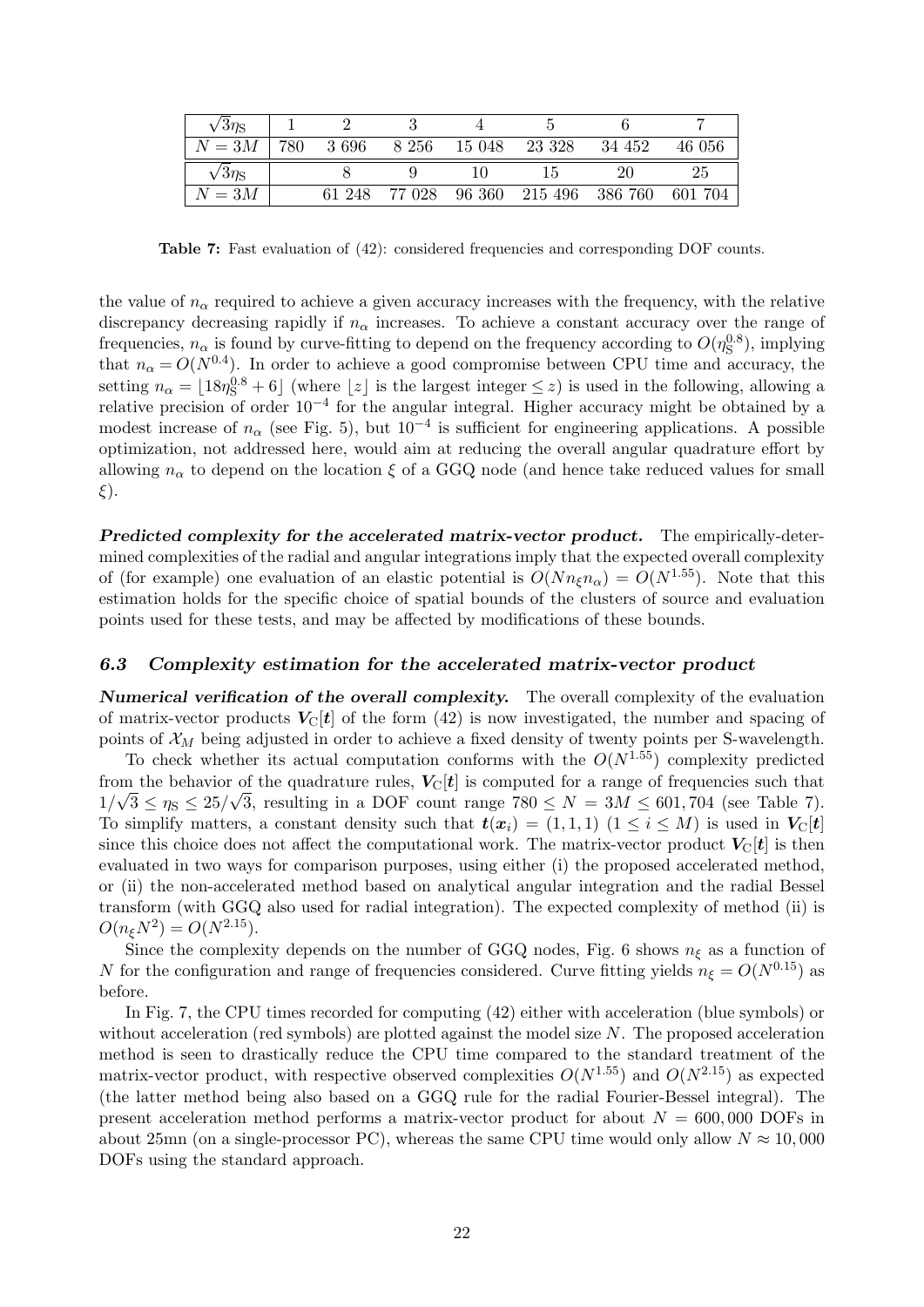| $\sqrt{3}\eta_S$ | 1 | 2 | 3 | 4 | 5 | 6 | 7 |
|---|---|---|---|---|---|---|---|
| $N = 3M$ | 780 | 3 696 | 8 256 | 15 048 | 23 328 | 34 452 | 46 056 |
| $\sqrt{3}\eta_S$ | | 8 | 9 | 10 | 15 | 20 | 25 |
| $N = 3M$ | | 61 248 | 77 028 | 96 360 | 215 496 | 386 760 | 601 704 |

**Table 7:** Fast evaluation of (42): considered frequencies and corresponding DOF counts.

the value of $n_\alpha$ required to achieve a given accuracy increases with the frequency, with the relative discrepancy decreasing rapidly if $n_\alpha$ increases. To achieve a constant accuracy over the range of frequencies, $n_\alpha$ is found by curve-fitting to depend on the frequency according to $O(\eta_S^{0.8})$, implying that $n_\alpha = O(N^{0.4})$. In order to achieve a good compromise between CPU time and accuracy, the setting $n_\alpha = \lfloor 18\eta_S^{0.8} + 6 \rfloor$ (where $\lfloor z \rfloor$ is the largest integer $\leq z$) is used in the following, allowing a relative precision of order $10^{-4}$ for the angular integral. Higher accuracy might be obtained by a modest increase of $n_\alpha$ (see Fig. 5), but $10^{-4}$ is sufficient for engineering applications. A possible optimization, not addressed here, would aim at reducing the overall angular quadrature effort by allowing $n_\alpha$ to depend on the location $\xi$ of a GGQ node (and hence take reduced values for small $\xi$).

***Predicted complexity for the accelerated matrix-vector product.*** The empirically-determined complexities of the radial and angular integrations imply that the expected overall complexity of (for example) one evaluation of an elastic potential is $O(Nn_\xi n_\alpha) = O(N^{1.55})$. Note that this estimation holds for the specific choice of spatial bounds of the clusters of source and evaluation points used for these tests, and may be affected by modifications of these bounds.

### *6.3 Complexity estimation for the accelerated matrix-vector product*

***Numerical verification of the overall complexity.*** The overall complexity of the evaluation of matrix-vector products $\boldsymbol{V}_C[\boldsymbol{t}]$ of the form (42) is now investigated, the number and spacing of points of $\mathcal{X}_M$ being adjusted in order to achieve a fixed density of twenty points per S-wavelength.

To check whether its actual computation conforms with the $O(N^{1.55})$ complexity predicted from the behavior of the quadrature rules, $\boldsymbol{V}_C[\boldsymbol{t}]$ is computed for a range of frequencies such that $1/\sqrt{3} \leq \eta_S \leq 25/\sqrt{3}$, resulting in a DOF count range $780 \leq N = 3M \leq 601{,}704$ (see Table 7). To simplify matters, a constant density such that $\boldsymbol{t}(\boldsymbol{x}_i) = (1, 1, 1)$ $(1 \leq i \leq M)$ is used in $\boldsymbol{V}_C[\boldsymbol{t}]$ since this choice does not affect the computational work. The matrix-vector product $\boldsymbol{V}_C[\boldsymbol{t}]$ is then evaluated in two ways for comparison purposes, using either (i) the proposed accelerated method, or (ii) the non-accelerated method based on analytical angular integration and the radial Bessel transform (with GGQ also used for radial integration). The expected complexity of method (ii) is $O(n_\xi N^2) = O(N^{2.15})$.

Since the complexity depends on the number of GGQ nodes, Fig. 6 shows $n_\xi$ as a function of $N$ for the configuration and range of frequencies considered. Curve fitting yields $n_\xi = O(N^{0.15})$ as before.

In Fig. 7, the CPU times recorded for computing (42) either with acceleration (blue symbols) or without acceleration (red symbols) are plotted against the model size $N$. The proposed acceleration method is seen to drastically reduce the CPU time compared to the standard treatment of the matrix-vector product, with respective observed complexities $O(N^{1.55})$ and $O(N^{2.15})$ as expected (the latter method being also based on a GGQ rule for the radial Fourier-Bessel integral). The present acceleration method performs a matrix-vector product for about $N = 600{,}000$ DOFs in about 25mn (on a single-processor PC), whereas the same CPU time would only allow $N \approx 10{,}000$ DOFs using the standard approach.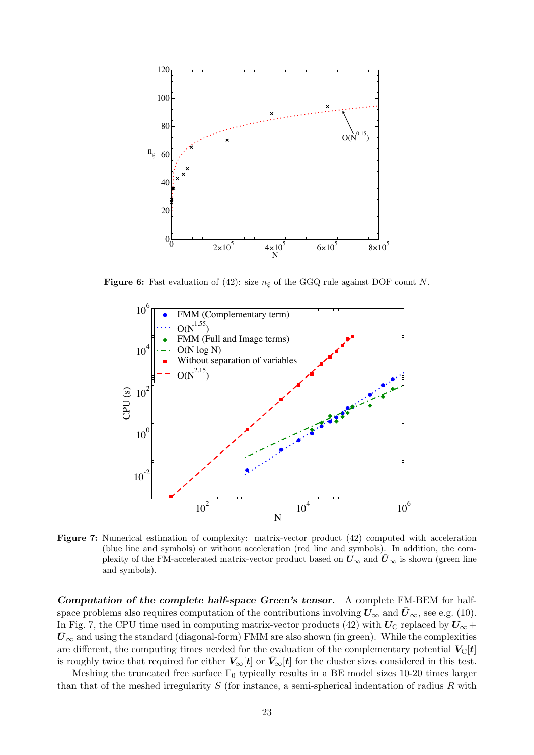**Figure 6:** Fast evaluation of (42): size $n_\xi$ of the GGQ rule against DOF count $N$.

**Figure 7:** Numerical estimation of complexity: matrix-vector product (42) computed with acceleration (blue line and symbols) or without acceleration (red line and symbols). In addition, the complexity of the FM-accelerated matrix-vector product based on $\boldsymbol{U}_\infty$ and $\bar{\boldsymbol{U}}_\infty$ is shown (green line and symbols).

***Computation of the complete half-space Green's tensor.*** A complete FM-BEM for half-space problems also requires computation of the contributions involving $\boldsymbol{U}_\infty$ and $\bar{\boldsymbol{U}}_\infty$, see e.g. (10). In Fig. 7, the CPU time used in computing matrix-vector products (42) with $\boldsymbol{U}_\text{C}$ replaced by $\boldsymbol{U}_\infty + \bar{\boldsymbol{U}}_\infty$ and using the standard (diagonal-form) FMM are also shown (in green). While the complexities are different, the computing times needed for the evaluation of the complementary potential $\boldsymbol{V}_\text{C}[\boldsymbol{t}]$ is roughly twice that required for either $\boldsymbol{V}_\infty[\boldsymbol{t}]$ or $\bar{\boldsymbol{V}}_\infty[\boldsymbol{t}]$ for the cluster sizes considered in this test.

Meshing the truncated free surface $\Gamma_0$ typically results in a BE model sizes 10-20 times larger than that of the meshed irregularity $S$ (for instance, a semi-spherical indentation of radius $R$ with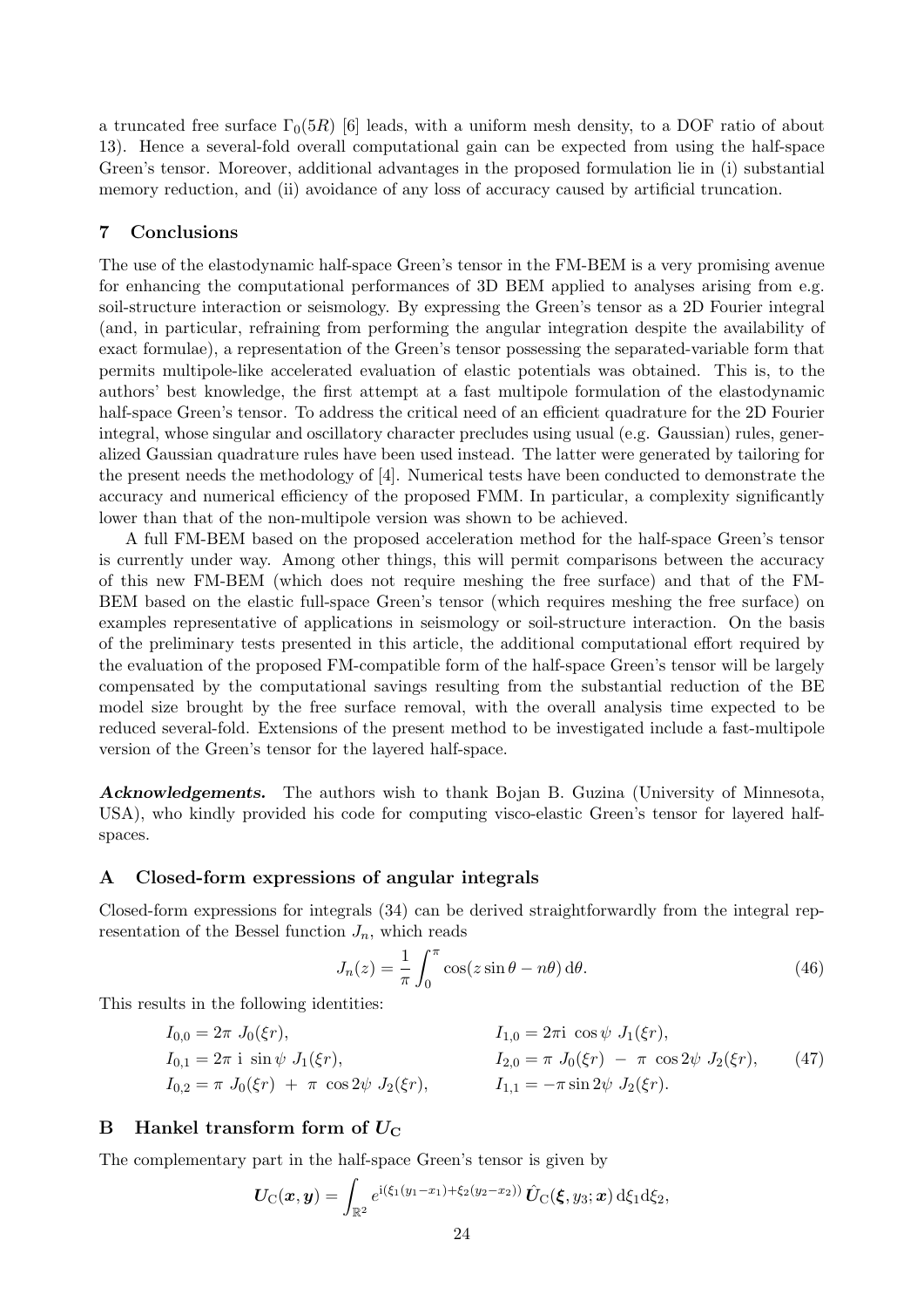a truncated free surface $\Gamma_0(5R)$ [6] leads, with a uniform mesh density, to a DOF ratio of about 13). Hence a several-fold overall computational gain can be expected from using the half-space Green's tensor. Moreover, additional advantages in the proposed formulation lie in (i) substantial memory reduction, and (ii) avoidance of any loss of accuracy caused by artificial truncation.

## 7 Conclusions

The use of the elastodynamic half-space Green's tensor in the FM-BEM is a very promising avenue for enhancing the computational performances of 3D BEM applied to analyses arising from e.g. soil-structure interaction or seismology. By expressing the Green's tensor as a 2D Fourier integral (and, in particular, refraining from performing the angular integration despite the availability of exact formulae), a representation of the Green's tensor possessing the separated-variable form that permits multipole-like accelerated evaluation of elastic potentials was obtained. This is, to the authors' best knowledge, the first attempt at a fast multipole formulation of the elastodynamic half-space Green's tensor. To address the critical need of an efficient quadrature for the 2D Fourier integral, whose singular and oscillatory character precludes using usual (e.g. Gaussian) rules, generalized Gaussian quadrature rules have been used instead. The latter were generated by tailoring for the present needs the methodology of [4]. Numerical tests have been conducted to demonstrate the accuracy and numerical efficiency of the proposed FMM. In particular, a complexity significantly lower than that of the non-multipole version was shown to be achieved.

A full FM-BEM based on the proposed acceleration method for the half-space Green's tensor is currently under way. Among other things, this will permit comparisons between the accuracy of this new FM-BEM (which does not require meshing the free surface) and that of the FM-BEM based on the elastic full-space Green's tensor (which requires meshing the free surface) on examples representative of applications in seismology or soil-structure interaction. On the basis of the preliminary tests presented in this article, the additional computational effort required by the evaluation of the proposed FM-compatible form of the half-space Green's tensor will be largely compensated by the computational savings resulting from the substantial reduction of the BE model size brought by the free surface removal, with the overall analysis time expected to be reduced several-fold. Extensions of the present method to be investigated include a fast-multipole version of the Green's tensor for the layered half-space.

***Acknowledgements.*** The authors wish to thank Bojan B. Guzina (University of Minnesota, USA), who kindly provided his code for computing visco-elastic Green's tensor for layered half-spaces.

## A Closed-form expressions of angular integrals

Closed-form expressions for integrals (34) can be derived straightforwardly from the integral representation of the Bessel function $J_n$, which reads

$$J_n(z) = \frac{1}{\pi}\int_0^{\pi} \cos(z\sin\theta - n\theta)\,\mathrm{d}\theta. \tag{46}$$

This results in the following identities:

$$\begin{aligned}
&I_{0,0} = 2\pi\ J_0(\xi r), && I_{1,0} = 2\pi\mathrm{i}\ \cos\psi\ J_1(\xi r),\\
&I_{0,1} = 2\pi\ \mathrm{i}\ \sin\psi\ J_1(\xi r), && I_{2,0} = \pi\ J_0(\xi r)\ -\ \pi\ \cos 2\psi\ J_2(\xi r),\\
&I_{0,2} = \pi\ J_0(\xi r)\ +\ \pi\ \cos 2\psi\ J_2(\xi r), && I_{1,1} = -\pi \sin 2\psi\ J_2(\xi r).
\end{aligned} \tag{47}$$

## B Hankel transform form of $\boldsymbol{U}_{\mathrm{C}}$

The complementary part in the half-space Green's tensor is given by

$$\boldsymbol{U}_{\mathrm{C}}(\boldsymbol{x},\boldsymbol{y}) = \int_{\mathbb{R}^2} e^{\mathrm{i}(\xi_1(y_1-x_1)+\xi_2(y_2-x_2))}\,\hat{\boldsymbol{U}}_{\mathrm{C}}(\boldsymbol{\xi},y_3;\boldsymbol{x})\,\mathrm{d}\xi_1\mathrm{d}\xi_2,$$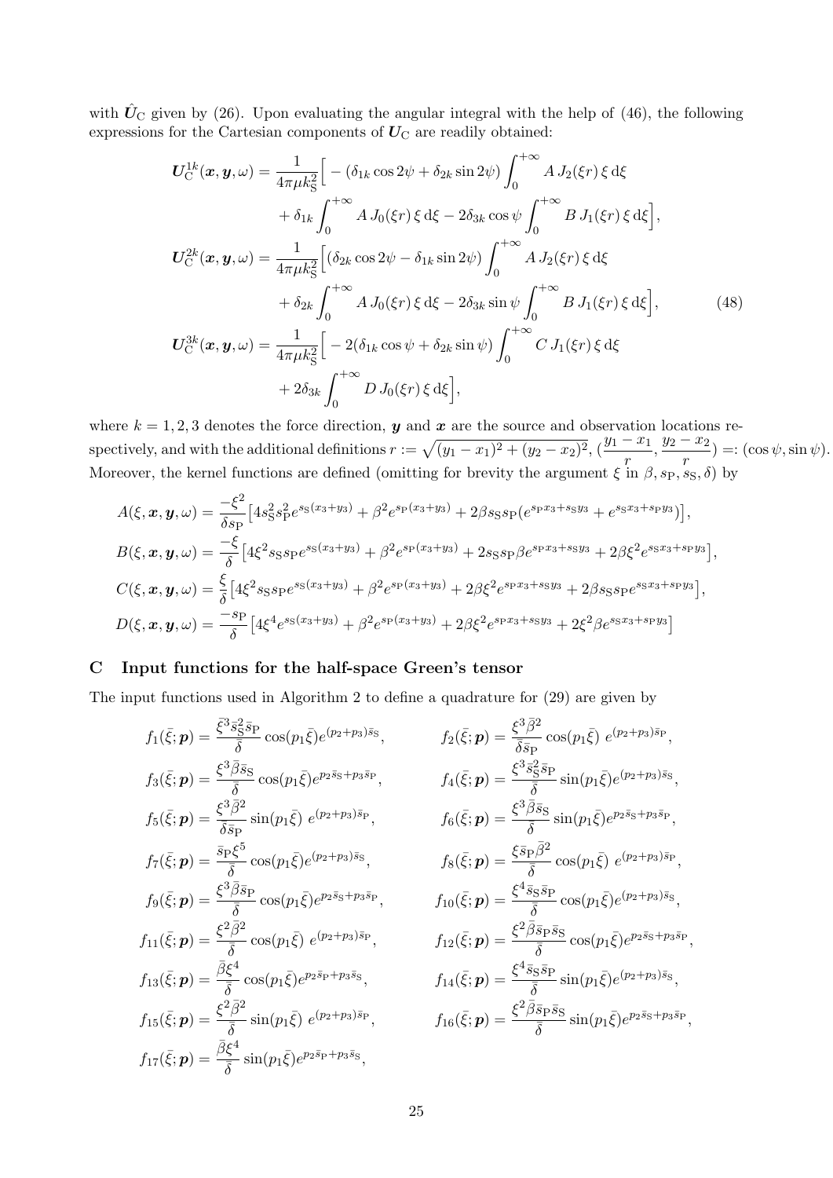with $\hat{\boldsymbol{U}}_{\mathrm{C}}$ given by (26). Upon evaluating the angular integral with the help of (46), the following expressions for the Cartesian components of $\boldsymbol{U}_{\mathrm{C}}$ are readily obtained:

$$
\begin{aligned}
\boldsymbol{U}_{\mathrm{C}}^{1k}(\boldsymbol{x},\boldsymbol{y},\omega) &= \frac{1}{4\pi\mu k_{\mathrm{S}}^2}\Big[ -(\delta_{1k}\cos 2\psi + \delta_{2k}\sin 2\psi)\int_0^{+\infty} A\, J_2(\xi r)\,\xi\,\mathrm{d}\xi \\
&\quad + \delta_{1k}\int_0^{+\infty} A\, J_0(\xi r)\,\xi\,\mathrm{d}\xi - 2\delta_{3k}\cos\psi \int_0^{+\infty} B\, J_1(\xi r)\,\xi\,\mathrm{d}\xi\Big], \\
\boldsymbol{U}_{\mathrm{C}}^{2k}(\boldsymbol{x},\boldsymbol{y},\omega) &= \frac{1}{4\pi\mu k_{\mathrm{S}}^2}\Big[ (\delta_{2k}\cos 2\psi - \delta_{1k}\sin 2\psi)\int_0^{+\infty} A\, J_2(\xi r)\,\xi\,\mathrm{d}\xi \\
&\quad + \delta_{2k}\int_0^{+\infty} A\, J_0(\xi r)\,\xi\,\mathrm{d}\xi - 2\delta_{3k}\sin\psi \int_0^{+\infty} B\, J_1(\xi r)\,\xi\,\mathrm{d}\xi\Big], \qquad (48)\\
\boldsymbol{U}_{\mathrm{C}}^{3k}(\boldsymbol{x},\boldsymbol{y},\omega) &= \frac{1}{4\pi\mu k_{\mathrm{S}}^2}\Big[ -2(\delta_{1k}\cos\psi + \delta_{2k}\sin\psi)\int_0^{+\infty} C\, J_1(\xi r)\,\xi\,\mathrm{d}\xi \\
&\quad + 2\delta_{3k}\int_0^{+\infty} D\, J_0(\xi r)\,\xi\,\mathrm{d}\xi\Big],
\end{aligned}
$$

where $k = 1,2,3$ denotes the force direction, $\boldsymbol{y}$ and $\boldsymbol{x}$ are the source and observation locations respectively, and with the additional definitions $r := \sqrt{(y_1-x_1)^2 + (y_2-x_2)^2}$, $(\dfrac{y_1-x_1}{r}, \dfrac{y_2-x_2}{r}) =: (\cos\psi, \sin\psi)$. Moreover, the kernel functions are defined (omitting for brevity the argument $\xi$ in $\beta, s_{\mathrm{P}}, s_{\mathrm{S}}, \delta$) by

$$
\begin{aligned}
A(\xi,\boldsymbol{x},\boldsymbol{y},\omega) &= \frac{-\xi^2}{\delta s_{\mathrm{P}}}\big[4 s_{\mathrm{S}}^2 s_{\mathrm{P}}^2 e^{s_{\mathrm{S}}(x_3+y_3)} + \beta^2 e^{s_{\mathrm{P}}(x_3+y_3)} + 2\beta s_{\mathrm{S}} s_{\mathrm{P}}(e^{s_{\mathrm{P}}x_3 + s_{\mathrm{S}}y_3} + e^{s_{\mathrm{S}}x_3+s_{\mathrm{P}}y_3})\big], \\
B(\xi,\boldsymbol{x},\boldsymbol{y},\omega) &= \frac{-\xi}{\delta}\big[4\xi^2 s_{\mathrm{S}} s_{\mathrm{P}} e^{s_{\mathrm{S}}(x_3+y_3)} + \beta^2 e^{s_{\mathrm{P}}(x_3+y_3)} + 2 s_{\mathrm{S}} s_{\mathrm{P}}\beta e^{s_{\mathrm{P}}x_3+s_{\mathrm{S}}y_3} + 2\beta\xi^2 e^{s_{\mathrm{S}}x_3+s_{\mathrm{P}}y_3}\big], \\
C(\xi,\boldsymbol{x},\boldsymbol{y},\omega) &= \frac{\xi}{\delta}\big[4\xi^2 s_{\mathrm{S}} s_{\mathrm{P}} e^{s_{\mathrm{S}}(x_3+y_3)} + \beta^2 e^{s_{\mathrm{P}}(x_3+y_3)} + 2\beta\xi^2 e^{s_{\mathrm{P}}x_3+s_{\mathrm{S}}y_3} + 2\beta s_{\mathrm{S}} s_{\mathrm{P}} e^{s_{\mathrm{S}}x_3+s_{\mathrm{P}}y_3}\big], \\
D(\xi,\boldsymbol{x},\boldsymbol{y},\omega) &= \frac{-s_{\mathrm{P}}}{\delta}\big[4\xi^4 e^{s_{\mathrm{S}}(x_3+y_3)} + \beta^2 e^{s_{\mathrm{P}}(x_3+y_3)} + 2\beta\xi^2 e^{s_{\mathrm{P}}x_3+s_{\mathrm{S}}y_3} + 2\xi^2\beta e^{s_{\mathrm{S}}x_3+s_{\mathrm{P}}y_3}\big]
\end{aligned}
$$

## C Input functions for the half-space Green's tensor

The input functions used in Algorithm 2 to define a quadrature for (29) are given by

$$
\begin{aligned}
f_1(\bar{\xi};\boldsymbol{p}) &= \frac{\bar{\xi}^3\bar{s}_{\mathrm{S}}^2\bar{s}_{\mathrm{P}}}{\bar{\delta}}\cos(p_1\bar{\xi})e^{(p_2+p_3)\bar{s}_{\mathrm{S}}}, &
f_2(\bar{\xi};\boldsymbol{p}) &= \frac{\xi^3\bar{\beta}^2}{\bar{\delta}\bar{s}_{\mathrm{P}}}\cos(p_1\bar{\xi})\; e^{(p_2+p_3)\bar{s}_{\mathrm{P}}}, \\
f_3(\bar{\xi};\boldsymbol{p}) &= \frac{\xi^3\bar{\beta}\bar{s}_{\mathrm{S}}}{\bar{\delta}}\cos(p_1\bar{\xi})e^{p_2\bar{s}_{\mathrm{S}}+p_3\bar{s}_{\mathrm{P}}}, &
f_4(\bar{\xi};\boldsymbol{p}) &= \frac{\xi^3\bar{s}_{\mathrm{S}}^2\bar{s}_{\mathrm{P}}}{\bar{\delta}}\sin(p_1\bar{\xi})e^{(p_2+p_3)\bar{s}_{\mathrm{S}}}, \\
f_5(\bar{\xi};\boldsymbol{p}) &= \frac{\xi^3\bar{\beta}^2}{\bar{\delta}\bar{s}_{\mathrm{P}}}\sin(p_1\bar{\xi})\; e^{(p_2+p_3)\bar{s}_{\mathrm{P}}}, &
f_6(\bar{\xi};\boldsymbol{p}) &= \frac{\xi^3\bar{\beta}\bar{s}_{\mathrm{S}}}{\bar{\delta}}\sin(p_1\bar{\xi})e^{p_2\bar{s}_{\mathrm{S}}+p_3\bar{s}_{\mathrm{P}}}, \\
f_7(\bar{\xi};\boldsymbol{p}) &= \frac{\bar{s}_{\mathrm{P}}\xi^5}{\bar{\delta}}\cos(p_1\bar{\xi})e^{(p_2+p_3)\bar{s}_{\mathrm{S}}}, &
f_8(\bar{\xi};\boldsymbol{p}) &= \frac{\xi\bar{s}_{\mathrm{P}}\bar{\beta}^2}{\bar{\delta}}\cos(p_1\bar{\xi})\; e^{(p_2+p_3)\bar{s}_{\mathrm{P}}}, \\
f_9(\bar{\xi};\boldsymbol{p}) &= \frac{\xi^3\bar{\beta}\bar{s}_{\mathrm{P}}}{\bar{\delta}}\cos(p_1\bar{\xi})e^{p_2\bar{s}_{\mathrm{S}}+p_3\bar{s}_{\mathrm{P}}}, &
f_{10}(\bar{\xi};\boldsymbol{p}) &= \frac{\xi^4\bar{s}_{\mathrm{S}}\bar{s}_{\mathrm{P}}}{\bar{\delta}}\cos(p_1\bar{\xi})e^{(p_2+p_3)\bar{s}_{\mathrm{S}}}, \\
f_{11}(\bar{\xi};\boldsymbol{p}) &= \frac{\xi^2\bar{\beta}^2}{\bar{\delta}}\cos(p_1\bar{\xi})\; e^{(p_2+p_3)\bar{s}_{\mathrm{P}}}, &
f_{12}(\bar{\xi};\boldsymbol{p}) &= \frac{\xi^2\bar{\beta}\bar{s}_{\mathrm{P}}\bar{s}_{\mathrm{S}}}{\bar{\delta}}\cos(p_1\bar{\xi})e^{p_2\bar{s}_{\mathrm{S}}+p_3\bar{s}_{\mathrm{P}}}, \\
f_{13}(\bar{\xi};\boldsymbol{p}) &= \frac{\bar{\beta}\xi^4}{\bar{\delta}}\cos(p_1\bar{\xi})e^{p_2\bar{s}_{\mathrm{P}}+p_3\bar{s}_{\mathrm{S}}}, &
f_{14}(\bar{\xi};\boldsymbol{p}) &= \frac{\xi^4\bar{s}_{\mathrm{S}}\bar{s}_{\mathrm{P}}}{\bar{\delta}}\sin(p_1\bar{\xi})e^{(p_2+p_3)\bar{s}_{\mathrm{S}}}, \\
f_{15}(\bar{\xi};\boldsymbol{p}) &= \frac{\xi^2\bar{\beta}^2}{\bar{\delta}}\sin(p_1\bar{\xi})\; e^{(p_2+p_3)\bar{s}_{\mathrm{P}}}, &
f_{16}(\bar{\xi};\boldsymbol{p}) &= \frac{\xi^2\bar{\beta}\bar{s}_{\mathrm{P}}\bar{s}_{\mathrm{S}}}{\bar{\delta}}\sin(p_1\bar{\xi})e^{p_2\bar{s}_{\mathrm{S}}+p_3\bar{s}_{\mathrm{P}}}, \\
f_{17}(\bar{\xi};\boldsymbol{p}) &= \frac{\bar{\beta}\xi^4}{\bar{\delta}}\sin(p_1\bar{\xi})e^{p_2\bar{s}_{\mathrm{P}}+p_3\bar{s}_{\mathrm{S}}},
\end{aligned}
$$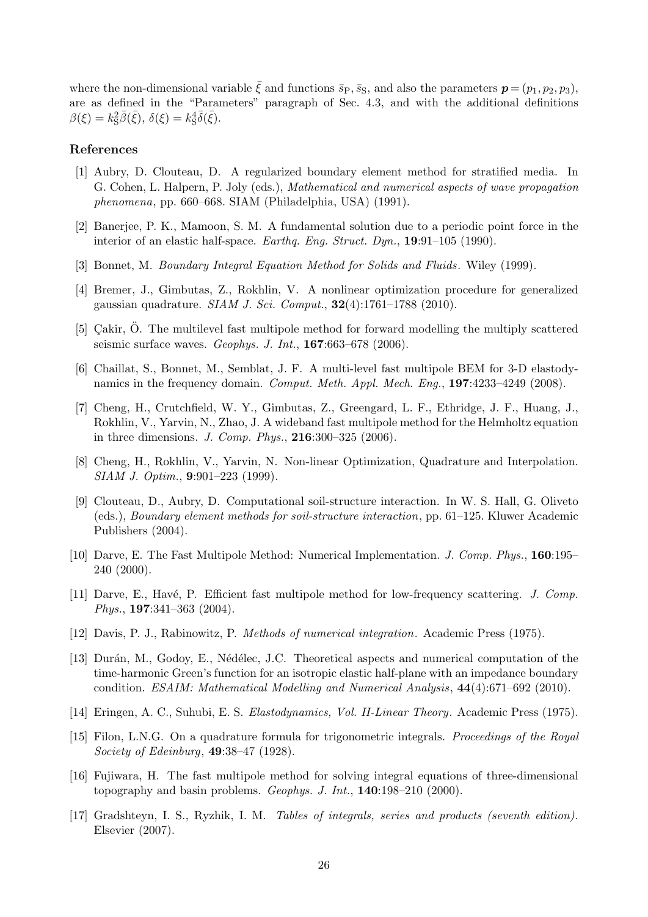where the non-dimensional variable $\bar{\xi}$ and functions $\bar{s}_{\rm P}, \bar{s}_{\rm S}$, and also the parameters $\boldsymbol{p} = (p_1, p_2, p_3)$, are as defined in the "Parameters" paragraph of Sec. 4.3, and with the additional definitions $\beta(\xi) = k_{\rm S}^2 \bar{\beta}(\bar{\xi})$, $\delta(\xi) = k_{\rm S}^4 \bar{\delta}(\bar{\xi})$.

## References

[1] Aubry, D. Clouteau, D. A regularized boundary element method for stratified media. In G. Cohen, L. Halpern, P. Joly (eds.), *Mathematical and numerical aspects of wave propagation phenomena*, pp. 660–668. SIAM (Philadelphia, USA) (1991).

[2] Banerjee, P. K., Mamoon, S. M. A fundamental solution due to a periodic point force in the interior of an elastic half-space. *Earthq. Eng. Struct. Dyn.*, **19**:91–105 (1990).

[3] Bonnet, M. *Boundary Integral Equation Method for Solids and Fluids*. Wiley (1999).

[4] Bremer, J., Gimbutas, Z., Rokhlin, V. A nonlinear optimization procedure for generalized gaussian quadrature. *SIAM J. Sci. Comput.*, **32**(4):1761–1788 (2010).

[5] Çakir, Ö. The multilevel fast multipole method for forward modelling the multiply scattered seismic surface waves. *Geophys. J. Int.*, **167**:663–678 (2006).

[6] Chaillat, S., Bonnet, M., Semblat, J. F. A multi-level fast multipole BEM for 3-D elastodynamics in the frequency domain. *Comput. Meth. Appl. Mech. Eng.*, **197**:4233–4249 (2008).

[7] Cheng, H., Crutchfield, W. Y., Gimbutas, Z., Greengard, L. F., Ethridge, J. F., Huang, J., Rokhlin, V., Yarvin, N., Zhao, J. A wideband fast multipole method for the Helmholtz equation in three dimensions. *J. Comp. Phys.*, **216**:300–325 (2006).

[8] Cheng, H., Rokhlin, V., Yarvin, N. Non-linear Optimization, Quadrature and Interpolation. *SIAM J. Optim.*, **9**:901–223 (1999).

[9] Clouteau, D., Aubry, D. Computational soil-structure interaction. In W. S. Hall, G. Oliveto (eds.), *Boundary element methods for soil-structure interaction*, pp. 61–125. Kluwer Academic Publishers (2004).

[10] Darve, E. The Fast Multipole Method: Numerical Implementation. *J. Comp. Phys.*, **160**:195–240 (2000).

[11] Darve, E., Havé, P. Efficient fast multipole method for low-frequency scattering. *J. Comp. Phys.*, **197**:341–363 (2004).

[12] Davis, P. J., Rabinowitz, P. *Methods of numerical integration*. Academic Press (1975).

[13] Durán, M., Godoy, E., Nédélec, J.C. Theoretical aspects and numerical computation of the time-harmonic Green's function for an isotropic elastic half-plane with an impedance boundary condition. *ESAIM: Mathematical Modelling and Numerical Analysis*, **44**(4):671–692 (2010).

[14] Eringen, A. C., Suhubi, E. S. *Elastodynamics, Vol. II-Linear Theory*. Academic Press (1975).

[15] Filon, L.N.G. On a quadrature formula for trigonometric integrals. *Proceedings of the Royal Society of Edeinburg*, **49**:38–47 (1928).

[16] Fujiwara, H. The fast multipole method for solving integral equations of three-dimensional topography and basin problems. *Geophys. J. Int.*, **140**:198–210 (2000).

[17] Gradshteyn, I. S., Ryzhik, I. M. *Tables of integrals, series and products (seventh edition)*. Elsevier (2007).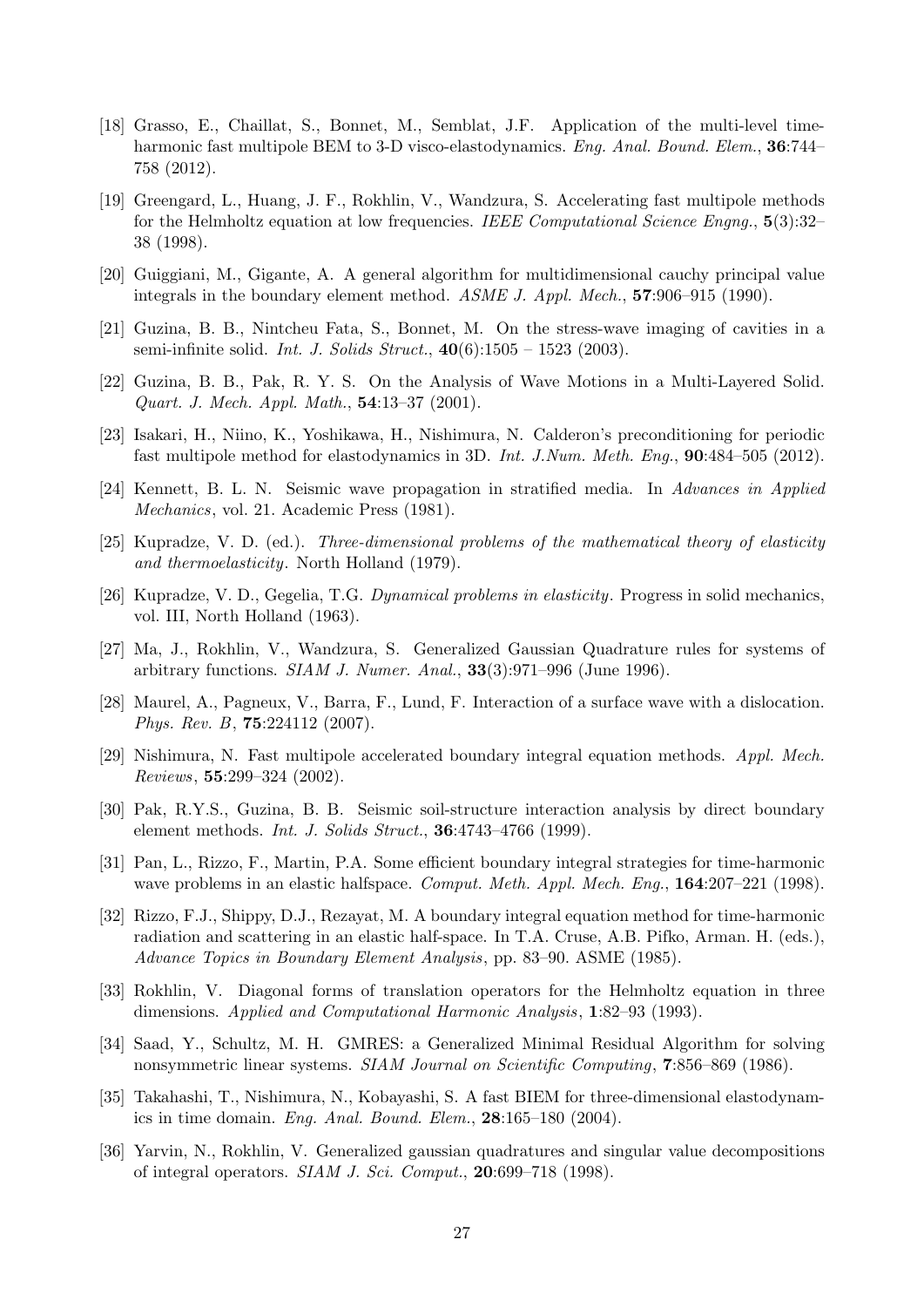[18] Grasso, E., Chaillat, S., Bonnet, M., Semblat, J.F. Application of the multi-level time-harmonic fast multipole BEM to 3-D visco-elastodynamics. *Eng. Anal. Bound. Elem.*, **36**:744–758 (2012).

[19] Greengard, L., Huang, J. F., Rokhlin, V., Wandzura, S. Accelerating fast multipole methods for the Helmholtz equation at low frequencies. *IEEE Computational Science Engng.*, **5**(3):32–38 (1998).

[20] Guiggiani, M., Gigante, A. A general algorithm for multidimensional cauchy principal value integrals in the boundary element method. *ASME J. Appl. Mech.*, **57**:906–915 (1990).

[21] Guzina, B. B., Nintcheu Fata, S., Bonnet, M. On the stress-wave imaging of cavities in a semi-infinite solid. *Int. J. Solids Struct.*, **40**(6):1505 – 1523 (2003).

[22] Guzina, B. B., Pak, R. Y. S. On the Analysis of Wave Motions in a Multi-Layered Solid. *Quart. J. Mech. Appl. Math.*, **54**:13–37 (2001).

[23] Isakari, H., Niino, K., Yoshikawa, H., Nishimura, N. Calderon's preconditioning for periodic fast multipole method for elastodynamics in 3D. *Int. J.Num. Meth. Eng.*, **90**:484–505 (2012).

[24] Kennett, B. L. N. Seismic wave propagation in stratified media. In *Advances in Applied Mechanics*, vol. 21. Academic Press (1981).

[25] Kupradze, V. D. (ed.). *Three-dimensional problems of the mathematical theory of elasticity and thermoelasticity*. North Holland (1979).

[26] Kupradze, V. D., Gegelia, T.G. *Dynamical problems in elasticity*. Progress in solid mechanics, vol. III, North Holland (1963).

[27] Ma, J., Rokhlin, V., Wandzura, S. Generalized Gaussian Quadrature rules for systems of arbitrary functions. *SIAM J. Numer. Anal.*, **33**(3):971–996 (June 1996).

[28] Maurel, A., Pagneux, V., Barra, F., Lund, F. Interaction of a surface wave with a dislocation. *Phys. Rev. B*, **75**:224112 (2007).

[29] Nishimura, N. Fast multipole accelerated boundary integral equation methods. *Appl. Mech. Reviews*, **55**:299–324 (2002).

[30] Pak, R.Y.S., Guzina, B. B. Seismic soil-structure interaction analysis by direct boundary element methods. *Int. J. Solids Struct.*, **36**:4743–4766 (1999).

[31] Pan, L., Rizzo, F., Martin, P.A. Some efficient boundary integral strategies for time-harmonic wave problems in an elastic halfspace. *Comput. Meth. Appl. Mech. Eng.*, **164**:207–221 (1998).

[32] Rizzo, F.J., Shippy, D.J., Rezayat, M. A boundary integral equation method for time-harmonic radiation and scattering in an elastic half-space. In T.A. Cruse, A.B. Pifko, Arman. H. (eds.), *Advance Topics in Boundary Element Analysis*, pp. 83–90. ASME (1985).

[33] Rokhlin, V. Diagonal forms of translation operators for the Helmholtz equation in three dimensions. *Applied and Computational Harmonic Analysis*, **1**:82–93 (1993).

[34] Saad, Y., Schultz, M. H. GMRES: a Generalized Minimal Residual Algorithm for solving nonsymmetric linear systems. *SIAM Journal on Scientific Computing*, **7**:856–869 (1986).

[35] Takahashi, T., Nishimura, N., Kobayashi, S. A fast BIEM for three-dimensional elastodynamics in time domain. *Eng. Anal. Bound. Elem.*, **28**:165–180 (2004).

[36] Yarvin, N., Rokhlin, V. Generalized gaussian quadratures and singular value decompositions of integral operators. *SIAM J. Sci. Comput.*, **20**:699–718 (1998).